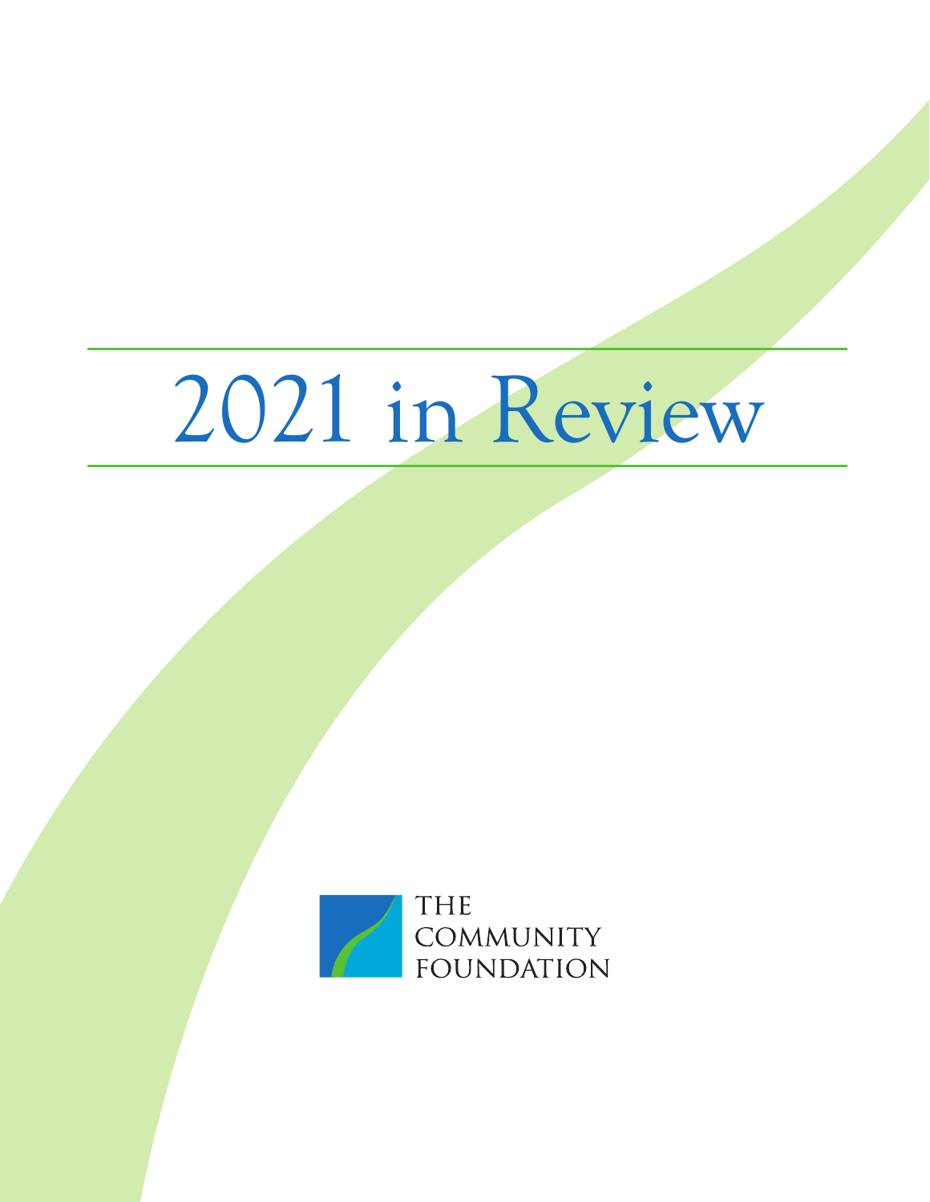# 2021 in Review

THE COMMUNITY FOUNDATION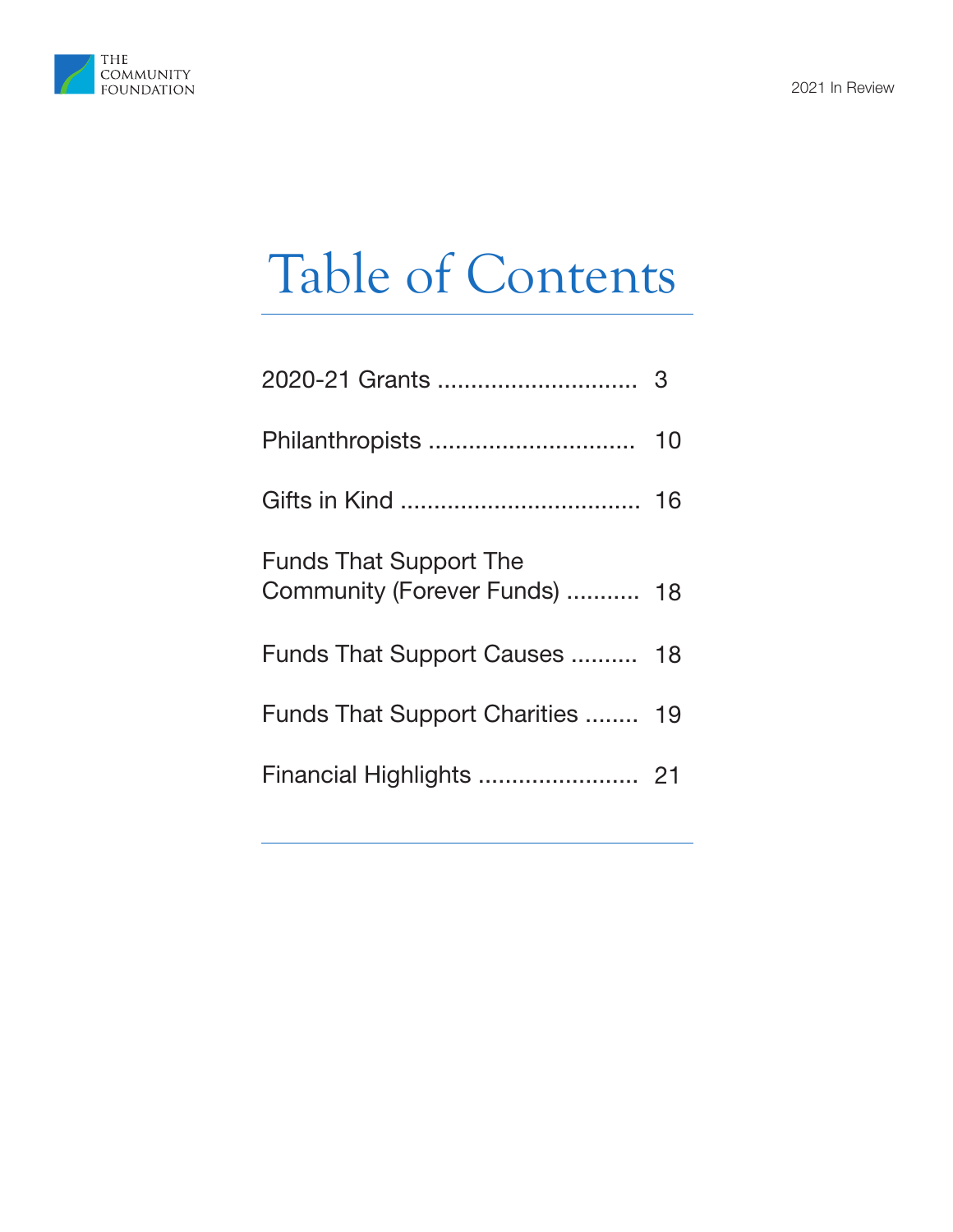# Table of Contents

2020-21 Grants ............................. 3

Philanthropists .............................. 10

Gifts in Kind ................................... 16

Funds That Support The Community (Forever Funds) ........... 18

Funds That Support Causes .......... 18

Funds That Support Charities ........ 19

Financial Highlights ....................... 21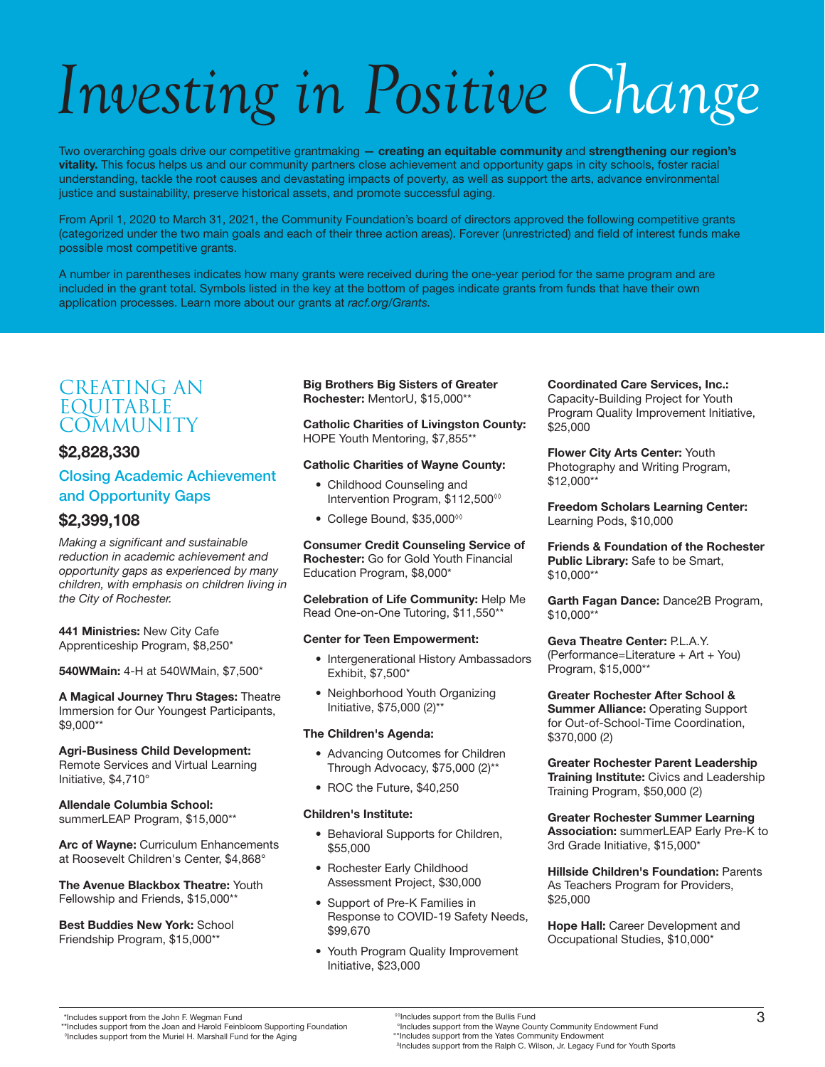# Investing in Positive Change

Two overarching goals drive our competitive grantmaking **— creating an equitable community** and **strengthening our region's vitality.** This focus helps us and our community partners close achievement and opportunity gaps in city schools, foster racial understanding, tackle the root causes and devastating impacts of poverty, as well as support the arts, advance environmental justice and sustainability, preserve historical assets, and promote successful aging.

From April 1, 2020 to March 31, 2021, the Community Foundation's board of directors approved the following competitive grants (categorized under the two main goals and each of their three action areas). Forever (unrestricted) and field of interest funds make possible most competitive grants.

A number in parentheses indicates how many grants were received during the one-year period for the same program and are included in the grant total. Symbols listed in the key at the bottom of pages indicate grants from funds that have their own application processes. Learn more about our grants at *racf.org/Grants.*

## CREATING AN EQUITABLE COMMUNITY

### $2,828,330

### Closing Academic Achievement and Opportunity Gaps

### $2,399,108

*Making a significant and sustainable reduction in academic achievement and opportunity gaps as experienced by many children, with emphasis on children living in the City of Rochester.*

**441 Ministries:** New City Cafe Apprenticeship Program, $8,250*

**540WMain:** 4-H at 540WMain, $7,500*

**A Magical Journey Thru Stages:** Theatre Immersion for Our Youngest Participants, $9,000**

**Agri-Business Child Development:** Remote Services and Virtual Learning Initiative, $4,710°

**Allendale Columbia School:** summerLEAP Program, $15,000**

**Arc of Wayne:** Curriculum Enhancements at Roosevelt Children's Center, $4,868°

**The Avenue Blackbox Theatre:** Youth Fellowship and Friends, $15,000**

**Best Buddies New York:** School Friendship Program, $15,000**

**Big Brothers Big Sisters of Greater Rochester:** MentorU, $15,000**

**Catholic Charities of Livingston County:** HOPE Youth Mentoring, $7,855**

**Catholic Charities of Wayne County:**

- Childhood Counseling and Intervention Program, $112,500◊◊
- College Bound, $35,000◊◊

**Consumer Credit Counseling Service of Rochester:** Go for Gold Youth Financial Education Program, $8,000*

**Celebration of Life Community:** Help Me Read One-on-One Tutoring, $11,550**

**Center for Teen Empowerment:**

- Intergenerational History Ambassadors Exhibit, $7,500*
- Neighborhood Youth Organizing Initiative, $75,000 (2)**

**The Children's Agenda:**

- Advancing Outcomes for Children Through Advocacy, $75,000 (2)**
- ROC the Future, $40,250

**Children's Institute:**

- Behavioral Supports for Children, $55,000
- Rochester Early Childhood Assessment Project, $30,000
- Support of Pre-K Families in Response to COVID-19 Safety Needs, $99,670
- Youth Program Quality Improvement Initiative, $23,000

**Coordinated Care Services, Inc.:** Capacity-Building Project for Youth Program Quality Improvement Initiative, $25,000

**Flower City Arts Center:** Youth Photography and Writing Program, $12,000**

**Freedom Scholars Learning Center:** Learning Pods, $10,000

**Friends & Foundation of the Rochester Public Library:** Safe to be Smart, $10,000**

**Garth Fagan Dance:** Dance2B Program, $10,000**

**Geva Theatre Center:** P.L.A.Y. (Performance=Literature + Art + You) Program, $15,000**

**Greater Rochester After School & Summer Alliance:** Operating Support for Out-of-School-Time Coordination, $370,000 (2)

**Greater Rochester Parent Leadership Training Institute:** Civics and Leadership Training Program, $50,000 (2)

**Greater Rochester Summer Learning Association:** summerLEAP Early Pre-K to 3rd Grade Initiative, $15,000*

**Hillside Children's Foundation:** Parents As Teachers Program for Providers, $25,000

**Hope Hall:** Career Development and Occupational Studies, $10,000*

*Includes support from the John F. Wegman Fund
**Includes support from the Joan and Harold Feinbloom Supporting Foundation
◊Includes support from the Muriel H. Marshall Fund for the Aging
◊◊Includes support from the Bullis Fund
°Includes support from the Wayne County Community Endowment Fund
°°Includes support from the Yates Community Endowment
ΔIncludes support from the Ralph C. Wilson, Jr. Legacy Fund for Youth Sports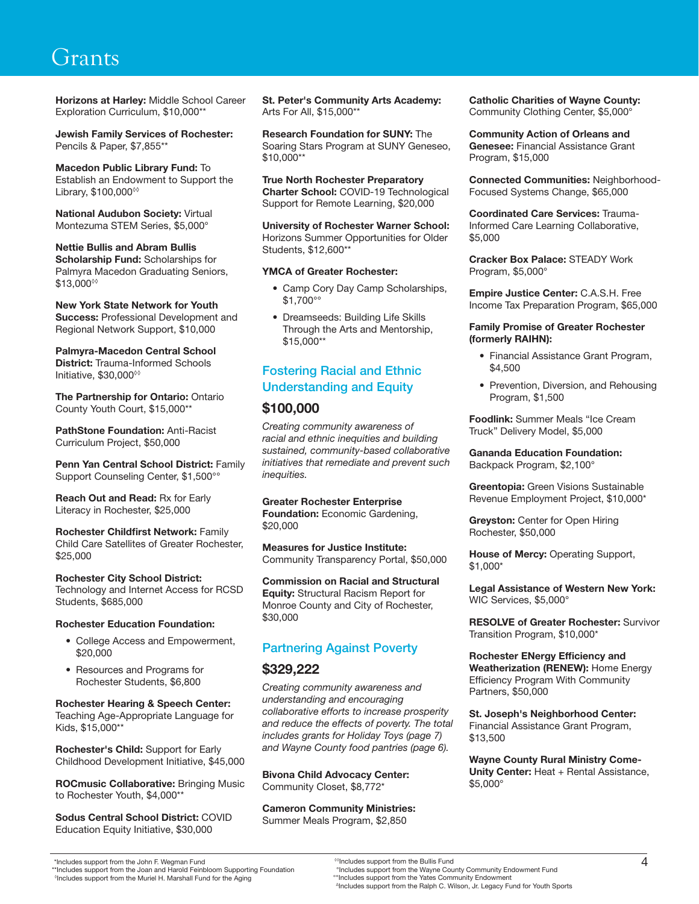# Grants

**Horizons at Harley:** Middle School Career Exploration Curriculum, $10,000**

**Jewish Family Services of Rochester:** Pencils & Paper, $7,855**

**Macedon Public Library Fund:** To Establish an Endowment to Support the Library, $100,000◊◊

**National Audubon Society:** Virtual Montezuma STEM Series, $5,000°

**Nettie Bullis and Abram Bullis Scholarship Fund:** Scholarships for Palmyra Macedon Graduating Seniors, $13,000◊◊

**New York State Network for Youth Success:** Professional Development and Regional Network Support, $10,000

**Palmyra-Macedon Central School District:** Trauma-Informed Schools Initiative, $30,000◊◊

**The Partnership for Ontario:** Ontario County Youth Court, $15,000**

**PathStone Foundation:** Anti-Racist Curriculum Project, $50,000

**Penn Yan Central School District:** Family Support Counseling Center, $1,500°°

**Reach Out and Read:** Rx for Early Literacy in Rochester, $25,000

**Rochester Childfirst Network:** Family Child Care Satellites of Greater Rochester, $25,000

**Rochester City School District:** Technology and Internet Access for RCSD Students, $685,000

**Rochester Education Foundation:**

- College Access and Empowerment, $20,000
- Resources and Programs for Rochester Students, $6,800

**Rochester Hearing & Speech Center:** Teaching Age-Appropriate Language for Kids, $15,000**

**Rochester's Child:** Support for Early Childhood Development Initiative, $45,000

**ROCmusic Collaborative:** Bringing Music to Rochester Youth, $4,000**

**Sodus Central School District:** COVID Education Equity Initiative, $30,000

**St. Peter's Community Arts Academy:** Arts For All, $15,000**

**Research Foundation for SUNY:** The Soaring Stars Program at SUNY Geneseo, $10,000**

**True North Rochester Preparatory Charter School:** COVID-19 Technological Support for Remote Learning, $20,000

**University of Rochester Warner School:** Horizons Summer Opportunities for Older Students, $12,600**

**YMCA of Greater Rochester:**

- Camp Cory Day Camp Scholarships, $1,700°°
- Dreamseeds: Building Life Skills Through the Arts and Mentorship, $15,000**

## Fostering Racial and Ethnic Understanding and Equity

### $100,000

*Creating community awareness of racial and ethnic inequities and building sustained, community-based collaborative initiatives that remediate and prevent such inequities.*

**Greater Rochester Enterprise Foundation:** Economic Gardening, $20,000

**Measures for Justice Institute:** Community Transparency Portal, $50,000

**Commission on Racial and Structural Equity:** Structural Racism Report for Monroe County and City of Rochester, $30,000

## Partnering Against Poverty

### $329,222

*Creating community awareness and understanding and encouraging collaborative efforts to increase prosperity and reduce the effects of poverty. The total includes grants for Holiday Toys (page 7) and Wayne County food pantries (page 6).*

**Bivona Child Advocacy Center:** Community Closet, $8,772*

**Cameron Community Ministries:** Summer Meals Program, $2,850

**Catholic Charities of Wayne County:** Community Clothing Center, $5,000°

**Community Action of Orleans and Genesee:** Financial Assistance Grant Program, $15,000

**Connected Communities:** Neighborhood-Focused Systems Change, $65,000

**Coordinated Care Services:** Trauma-Informed Care Learning Collaborative, $5,000

**Cracker Box Palace:** STEADY Work Program, $5,000°

**Empire Justice Center:** C.A.S.H. Free Income Tax Preparation Program, $65,000

**Family Promise of Greater Rochester (formerly RAIHN):**

- Financial Assistance Grant Program, $4,500
- Prevention, Diversion, and Rehousing Program, $1,500

**Foodlink:** Summer Meals "Ice Cream Truck" Delivery Model, $5,000

**Gananda Education Foundation:** Backpack Program, $2,100°

**Greentopia:** Green Visions Sustainable Revenue Employment Project, $10,000*

**Greyston:** Center for Open Hiring Rochester, $50,000

**House of Mercy:** Operating Support, $1,000*

**Legal Assistance of Western New York:** WIC Services, $5,000°

**RESOLVE of Greater Rochester:** Survivor Transition Program, $10,000*

**Rochester ENergy Efficiency and Weatherization (RENEW):** Home Energy Efficiency Program With Community Partners, $50,000

**St. Joseph's Neighborhood Center:** Financial Assistance Grant Program, $13,500

**Wayne County Rural Ministry Come-Unity Center:** Heat + Rental Assistance, $5,000°

*Includes support from the John F. Wegman Fund
**Includes support from the Joan and Harold Feinbloom Supporting Foundation
◊Includes support from the Muriel H. Marshall Fund for the Aging
◊◊Includes support from the Bullis Fund
°Includes support from the Wayne County Community Endowment Fund
°°Includes support from the Yates Community Endowment
ΔIncludes support from the Ralph C. Wilson, Jr. Legacy Fund for Youth Sports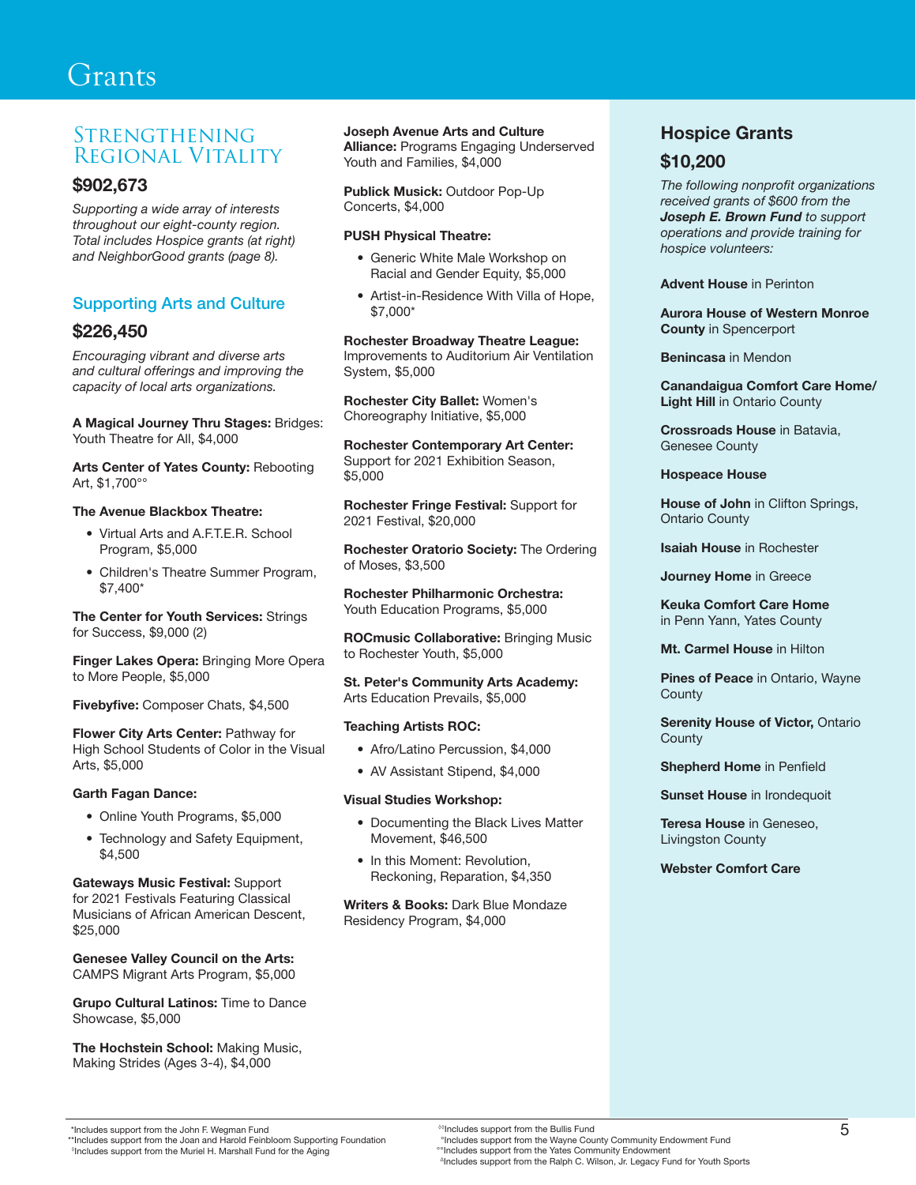# Grants

## Strengthening Regional Vitality

### $902,673

*Supporting a wide array of interests throughout our eight-county region. Total includes Hospice grants (at right) and NeighborGood grants (page 8).*

## Supporting Arts and Culture

### $226,450

*Encouraging vibrant and diverse arts and cultural offerings and improving the capacity of local arts organizations.*

**A Magical Journey Thru Stages:** Bridges: Youth Theatre for All, $4,000

**Arts Center of Yates County:** Rebooting Art, $1,700°°

**The Avenue Blackbox Theatre:**

- Virtual Arts and A.F.T.E.R. School Program, $5,000
- Children's Theatre Summer Program, $7,400*

**The Center for Youth Services:** Strings for Success, $9,000 (2)

**Finger Lakes Opera:** Bringing More Opera to More People, $5,000

**Fivebyfive:** Composer Chats, $4,500

**Flower City Arts Center:** Pathway for High School Students of Color in the Visual Arts, $5,000

**Garth Fagan Dance:**

- Online Youth Programs, $5,000
- Technology and Safety Equipment, $4,500

**Gateways Music Festival:** Support for 2021 Festivals Featuring Classical Musicians of African American Descent, $25,000

**Genesee Valley Council on the Arts:** CAMPS Migrant Arts Program, $5,000

**Grupo Cultural Latinos:** Time to Dance Showcase, $5,000

**The Hochstein School:** Making Music, Making Strides (Ages 3-4), $4,000

**Joseph Avenue Arts and Culture Alliance:** Programs Engaging Underserved Youth and Families, $4,000

**Publick Musick:** Outdoor Pop-Up Concerts, $4,000

**PUSH Physical Theatre:**

- Generic White Male Workshop on Racial and Gender Equity, $5,000
- Artist-in-Residence With Villa of Hope, $7,000*

**Rochester Broadway Theatre League:** Improvements to Auditorium Air Ventilation System, $5,000

**Rochester City Ballet:** Women's Choreography Initiative, $5,000

**Rochester Contemporary Art Center:** Support for 2021 Exhibition Season, $5,000

**Rochester Fringe Festival:** Support for 2021 Festival, $20,000

**Rochester Oratorio Society:** The Ordering of Moses, $3,500

**Rochester Philharmonic Orchestra:** Youth Education Programs, $5,000

**ROCmusic Collaborative:** Bringing Music to Rochester Youth, $5,000

**St. Peter's Community Arts Academy:** Arts Education Prevails, $5,000

**Teaching Artists ROC:**

- Afro/Latino Percussion, $4,000
- AV Assistant Stipend, $4,000

**Visual Studies Workshop:**

- Documenting the Black Lives Matter Movement, $46,500
- In this Moment: Revolution, Reckoning, Reparation, $4,350

**Writers & Books:** Dark Blue Mondaze Residency Program, $4,000

## Hospice Grants

### $10,200

*The following nonprofit organizations received grants of $600 from the* ***Joseph E. Brown Fund*** *to support operations and provide training for hospice volunteers:*

**Advent House** in Perinton

**Aurora House of Western Monroe County** in Spencerport

**Benincasa** in Mendon

**Canandaigua Comfort Care Home/ Light Hill** in Ontario County

**Crossroads House** in Batavia, Genesee County

**Hospeace House**

**House of John** in Clifton Springs, Ontario County

**Isaiah House** in Rochester

**Journey Home** in Greece

**Keuka Comfort Care Home** in Penn Yann, Yates County

**Mt. Carmel House** in Hilton

**Pines of Peace** in Ontario, Wayne County

**Serenity House of Victor,** Ontario County

**Shepherd Home** in Penfield

**Sunset House** in Irondequoit

**Teresa House** in Geneseo, Livingston County

**Webster Comfort Care**

---

*Includes support from the John F. Wegman Fund
**Includes support from the Joan and Harold Feinbloom Supporting Foundation
◊Includes support from the Muriel H. Marshall Fund for the Aging
◊◊Includes support from the Bullis Fund
°Includes support from the Wayne County Community Endowment Fund
°°Includes support from the Yates Community Endowment
ΔIncludes support from the Ralph C. Wilson, Jr. Legacy Fund for Youth Sports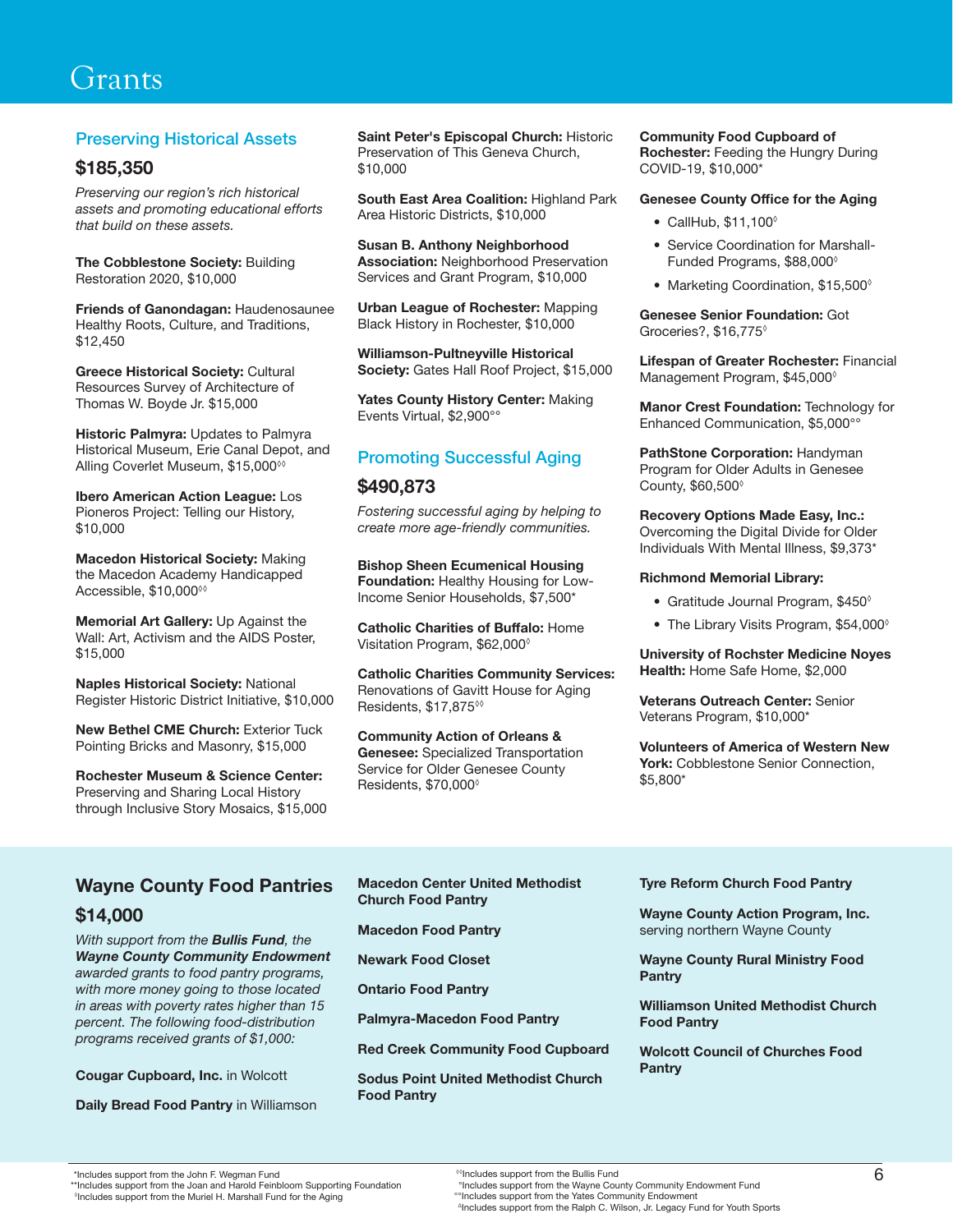# Grants

## Preserving Historical Assets

### $185,350

*Preserving our region's rich historical assets and promoting educational efforts that build on these assets.*

**The Cobblestone Society:** Building Restoration 2020, $10,000

**Friends of Ganondagan:** Haudenosaunee Healthy Roots, Culture, and Traditions, $12,450

**Greece Historical Society:** Cultural Resources Survey of Architecture of Thomas W. Boyde Jr. $15,000

**Historic Palmyra:** Updates to Palmyra Historical Museum, Erie Canal Depot, and Alling Coverlet Museum, $15,000◊◊

**Ibero American Action League:** Los Pioneros Project: Telling our History, $10,000

**Macedon Historical Society:** Making the Macedon Academy Handicapped Accessible, $10,000◊◊

**Memorial Art Gallery:** Up Against the Wall: Art, Activism and the AIDS Poster, $15,000

**Naples Historical Society:** National Register Historic District Initiative, $10,000

**New Bethel CME Church:** Exterior Tuck Pointing Bricks and Masonry, $15,000

**Rochester Museum & Science Center:** Preserving and Sharing Local History through Inclusive Story Mosaics, $15,000

**Saint Peter's Episcopal Church:** Historic Preservation of This Geneva Church, $10,000

**South East Area Coalition:** Highland Park Area Historic Districts, $10,000

**Susan B. Anthony Neighborhood Association:** Neighborhood Preservation Services and Grant Program, $10,000

**Urban League of Rochester:** Mapping Black History in Rochester, $10,000

**Williamson-Pultneyville Historical Society:** Gates Hall Roof Project, $15,000

**Yates County History Center:** Making Events Virtual, $2,900°°

## Promoting Successful Aging

### $490,873

*Fostering successful aging by helping to create more age-friendly communities.*

**Bishop Sheen Ecumenical Housing Foundation:** Healthy Housing for Low-Income Senior Households, $7,500*

**Catholic Charities of Buffalo:** Home Visitation Program, $62,000◊

**Catholic Charities Community Services:** Renovations of Gavitt House for Aging Residents, $17,875◊◊

**Community Action of Orleans & Genesee:** Specialized Transportation Service for Older Genesee County Residents, $70,000◊

**Community Food Cupboard of Rochester:** Feeding the Hungry During COVID-19, $10,000*

**Genesee County Office for the Aging**

- CallHub, $11,100◊
- Service Coordination for Marshall-Funded Programs, $88,000◊
- Marketing Coordination, $15,500◊

**Genesee Senior Foundation:** Got Groceries?, $16,775◊

**Lifespan of Greater Rochester:** Financial Management Program, $45,000◊

**Manor Crest Foundation:** Technology for Enhanced Communication, $5,000°°

**PathStone Corporation:** Handyman Program for Older Adults in Genesee County, $60,500◊

**Recovery Options Made Easy, Inc.:** Overcoming the Digital Divide for Older Individuals With Mental Illness, $9,373*

**Richmond Memorial Library:**

- Gratitude Journal Program, $450◊
- The Library Visits Program, $54,000◊

**University of Rochster Medicine Noyes Health:** Home Safe Home, $2,000

**Veterans Outreach Center:** Senior Veterans Program, $10,000*

**Volunteers of America of Western New York:** Cobblestone Senior Connection, $5,800*

## Wayne County Food Pantries

### $14,000

*With support from the **Bullis Fund**, the **Wayne County Community Endowment** awarded grants to food pantry programs, with more money going to those located in areas with poverty rates higher than 15 percent. The following food-distribution programs received grants of $1,000:*

**Cougar Cupboard, Inc.** in Wolcott

**Daily Bread Food Pantry** in Williamson

**Macedon Center United Methodist Church Food Pantry**

**Macedon Food Pantry**

**Newark Food Closet**

**Ontario Food Pantry**

**Palmyra-Macedon Food Pantry**

**Red Creek Community Food Cupboard**

**Sodus Point United Methodist Church Food Pantry**

**Tyre Reform Church Food Pantry**

**Wayne County Action Program, Inc.** serving northern Wayne County

**Wayne County Rural Ministry Food Pantry**

**Williamson United Methodist Church Food Pantry**

**Wolcott Council of Churches Food Pantry**

---

*Includes support from the John F. Wegman Fund
**Includes support from the Joan and Harold Feinbloom Supporting Foundation
◊Includes support from the Muriel H. Marshall Fund for the Aging
◊◊Includes support from the Bullis Fund
°Includes support from the Wayne County Community Endowment Fund
°°Includes support from the Yates Community Endowment
△Includes support from the Ralph C. Wilson, Jr. Legacy Fund for Youth Sports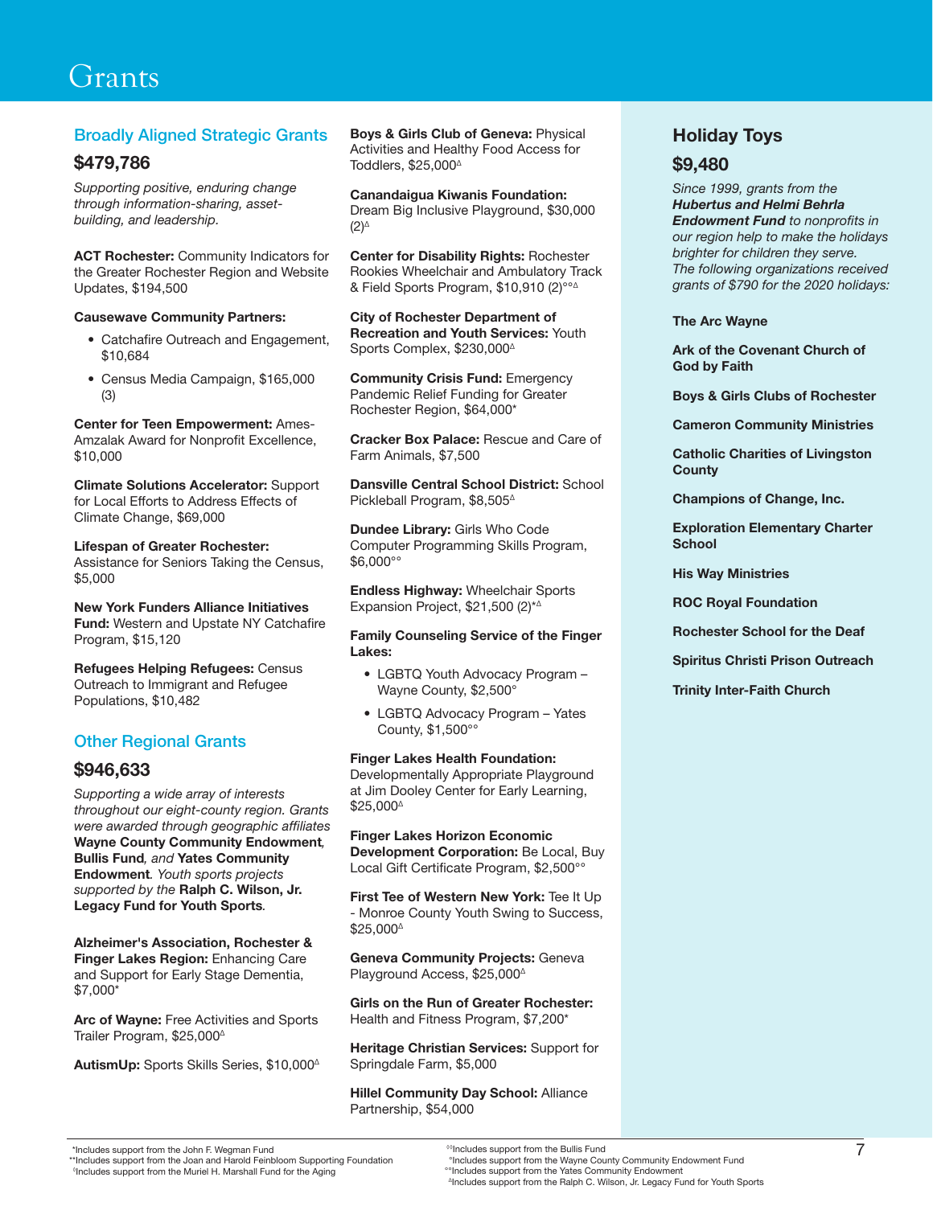# Grants

## Broadly Aligned Strategic Grants

### $479,786

*Supporting positive, enduring change through information-sharing, asset-building, and leadership.*

**ACT Rochester:** Community Indicators for the Greater Rochester Region and Website Updates, $194,500

**Causewave Community Partners:**

- Catchafire Outreach and Engagement, $10,684
- Census Media Campaign, $165,000 (3)

**Center for Teen Empowerment:** Ames-Amzalak Award for Nonprofit Excellence, $10,000

**Climate Solutions Accelerator:** Support for Local Efforts to Address Effects of Climate Change, $69,000

**Lifespan of Greater Rochester:** Assistance for Seniors Taking the Census, $5,000

**New York Funders Alliance Initiatives Fund:** Western and Upstate NY Catchafire Program, $15,120

**Refugees Helping Refugees:** Census Outreach to Immigrant and Refugee Populations, $10,482

## Other Regional Grants

### $946,633

*Supporting a wide array of interests throughout our eight-county region. Grants were awarded through geographic affiliates* ***Wayne County Community Endowment****,* ***Bullis Fund****, and* ***Yates Community Endowment****. Youth sports projects supported by the* ***Ralph C. Wilson, Jr. Legacy Fund for Youth Sports****.*

**Alzheimer's Association, Rochester & Finger Lakes Region:** Enhancing Care and Support for Early Stage Dementia, $7,000*

**Arc of Wayne:** Free Activities and Sports Trailer Program, $25,000^Δ

**AutismUp:** Sports Skills Series, $10,000^Δ

**Boys & Girls Club of Geneva:** Physical Activities and Healthy Food Access for Toddlers, $25,000^Δ

**Canandaigua Kiwanis Foundation:** Dream Big Inclusive Playground, $30,000 (2)^Δ

**Center for Disability Rights:** Rochester Rookies Wheelchair and Ambulatory Track & Field Sports Program, $10,910 (2)°°^Δ

**City of Rochester Department of Recreation and Youth Services:** Youth Sports Complex, $230,000^Δ

**Community Crisis Fund:** Emergency Pandemic Relief Funding for Greater Rochester Region, $64,000*

**Cracker Box Palace:** Rescue and Care of Farm Animals, $7,500

**Dansville Central School District:** School Pickleball Program, $8,505^Δ

**Dundee Library:** Girls Who Code Computer Programming Skills Program, $6,000°°

**Endless Highway:** Wheelchair Sports Expansion Project, $21,500 (2)*^Δ

**Family Counseling Service of the Finger Lakes:**

- LGBTQ Youth Advocacy Program – Wayne County, $2,500°
- LGBTQ Advocacy Program – Yates County, $1,500°°

**Finger Lakes Health Foundation:** Developmentally Appropriate Playground at Jim Dooley Center for Early Learning, $25,000^Δ

**Finger Lakes Horizon Economic Development Corporation:** Be Local, Buy Local Gift Certificate Program, $2,500°°

**First Tee of Western New York:** Tee It Up - Monroe County Youth Swing to Success, $25,000^Δ

**Geneva Community Projects:** Geneva Playground Access, $25,000^Δ

**Girls on the Run of Greater Rochester:** Health and Fitness Program, $7,200*

**Heritage Christian Services:** Support for Springdale Farm, $5,000

**Hillel Community Day School:** Alliance Partnership, $54,000

## Holiday Toys

### $9,480

*Since 1999, grants from the* ***Hubertus and Helmi Behrla Endowment Fund*** *to nonprofits in our region help to make the holidays brighter for children they serve. The following organizations received grants of $790 for the 2020 holidays:*

**The Arc Wayne**

**Ark of the Covenant Church of God by Faith**

**Boys & Girls Clubs of Rochester**

**Cameron Community Ministries**

**Catholic Charities of Livingston County**

**Champions of Change, Inc.**

**Exploration Elementary Charter School**

**His Way Ministries**

**ROC Royal Foundation**

**Rochester School for the Deaf**

**Spiritus Christi Prison Outreach**

**Trinity Inter-Faith Church**

---

*Includes support from the John F. Wegman Fund
**Includes support from the Joan and Harold Feinbloom Supporting Foundation
◊Includes support from the Muriel H. Marshall Fund for the Aging
◊◊Includes support from the Bullis Fund
°Includes support from the Wayne County Community Endowment Fund
°°Includes support from the Yates Community Endowment
ΔIncludes support from the Ralph C. Wilson, Jr. Legacy Fund for Youth Sports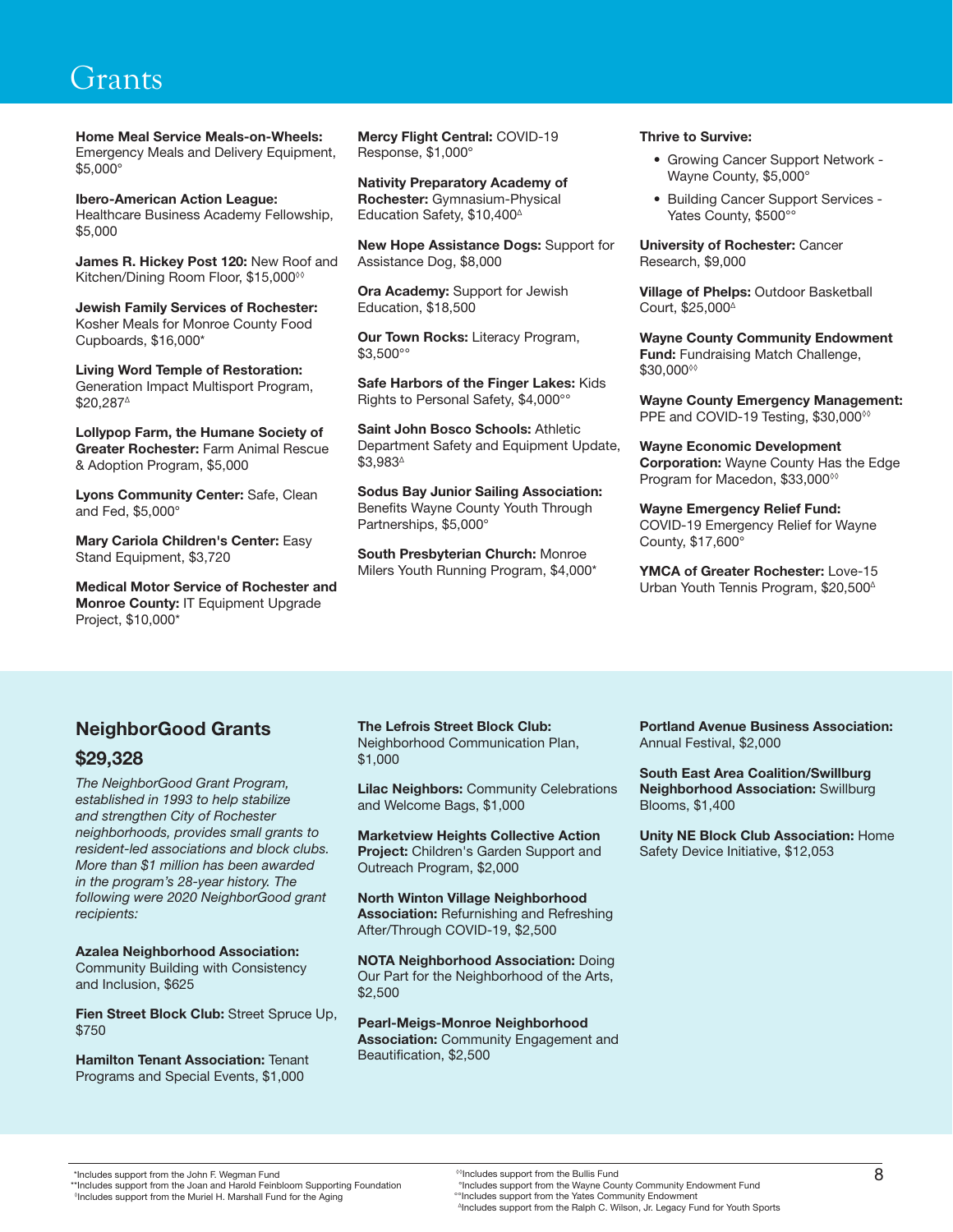# Grants

**Home Meal Service Meals-on-Wheels:** Emergency Meals and Delivery Equipment, $5,000°

**Ibero-American Action League:** Healthcare Business Academy Fellowship, $5,000

**James R. Hickey Post 120:** New Roof and Kitchen/Dining Room Floor, $15,000◊◊

**Jewish Family Services of Rochester:** Kosher Meals for Monroe County Food Cupboards, $16,000*

**Living Word Temple of Restoration:** Generation Impact Multisport Program, $20,287∆

**Lollypop Farm, the Humane Society of Greater Rochester:** Farm Animal Rescue & Adoption Program, $5,000

**Lyons Community Center:** Safe, Clean and Fed, $5,000°

**Mary Cariola Children's Center:** Easy Stand Equipment, $3,720

**Medical Motor Service of Rochester and Monroe County:** IT Equipment Upgrade Project, $10,000*

**Mercy Flight Central:** COVID-19 Response, $1,000°

**Nativity Preparatory Academy of Rochester:** Gymnasium-Physical Education Safety, $10,400∆

**New Hope Assistance Dogs:** Support for Assistance Dog, $8,000

**Ora Academy:** Support for Jewish Education, $18,500

**Our Town Rocks:** Literacy Program, $3,500°°

**Safe Harbors of the Finger Lakes:** Kids Rights to Personal Safety, $4,000°°

**Saint John Bosco Schools:** Athletic Department Safety and Equipment Update, $3,983∆

**Sodus Bay Junior Sailing Association:** Benefits Wayne County Youth Through Partnerships, $5,000°

**South Presbyterian Church:** Monroe Milers Youth Running Program, $4,000*

**Thrive to Survive:**

- Growing Cancer Support Network - Wayne County, $5,000°
- Building Cancer Support Services - Yates County, $500°°

**University of Rochester:** Cancer Research, $9,000

**Village of Phelps:** Outdoor Basketball Court, $25,000∆

**Wayne County Community Endowment Fund:** Fundraising Match Challenge, $30,000◊◊

**Wayne County Emergency Management:** PPE and COVID-19 Testing, $30,000◊◊

**Wayne Economic Development Corporation:** Wayne County Has the Edge Program for Macedon, $33,000◊◊

**Wayne Emergency Relief Fund:** COVID-19 Emergency Relief for Wayne County, $17,600°

**YMCA of Greater Rochester:** Love-15 Urban Youth Tennis Program, $20,500∆

## NeighborGood Grants

## $29,328

*The NeighborGood Grant Program, established in 1993 to help stabilize and strengthen City of Rochester neighborhoods, provides small grants to resident-led associations and block clubs. More than $1 million has been awarded in the program's 28-year history. The following were 2020 NeighborGood grant recipients:*

**Azalea Neighborhood Association:** Community Building with Consistency and Inclusion, $625

**Fien Street Block Club:** Street Spruce Up, $750

**Hamilton Tenant Association:** Tenant Programs and Special Events, $1,000

**The Lefrois Street Block Club:** Neighborhood Communication Plan, $1,000

**Lilac Neighbors:** Community Celebrations and Welcome Bags, $1,000

**Marketview Heights Collective Action Project:** Children's Garden Support and Outreach Program, $2,000

**North Winton Village Neighborhood Association:** Refurnishing and Refreshing After/Through COVID-19, $2,500

**NOTA Neighborhood Association:** Doing Our Part for the Neighborhood of the Arts, $2,500

**Pearl-Meigs-Monroe Neighborhood Association:** Community Engagement and Beautification, $2,500

**Portland Avenue Business Association:** Annual Festival, $2,000

**South East Area Coalition/Swillburg Neighborhood Association:** Swillburg Blooms, $1,400

**Unity NE Block Club Association:** Home Safety Device Initiative, $12,053

\*Includes support from the John F. Wegman Fund
\*\*Includes support from the Joan and Harold Feinbloom Supporting Foundation
◊Includes support from the Muriel H. Marshall Fund for the Aging
◊◊Includes support from the Bullis Fund
°Includes support from the Wayne County Community Endowment Fund
°°Includes support from the Yates Community Endowment
∆Includes support from the Ralph C. Wilson, Jr. Legacy Fund for Youth Sports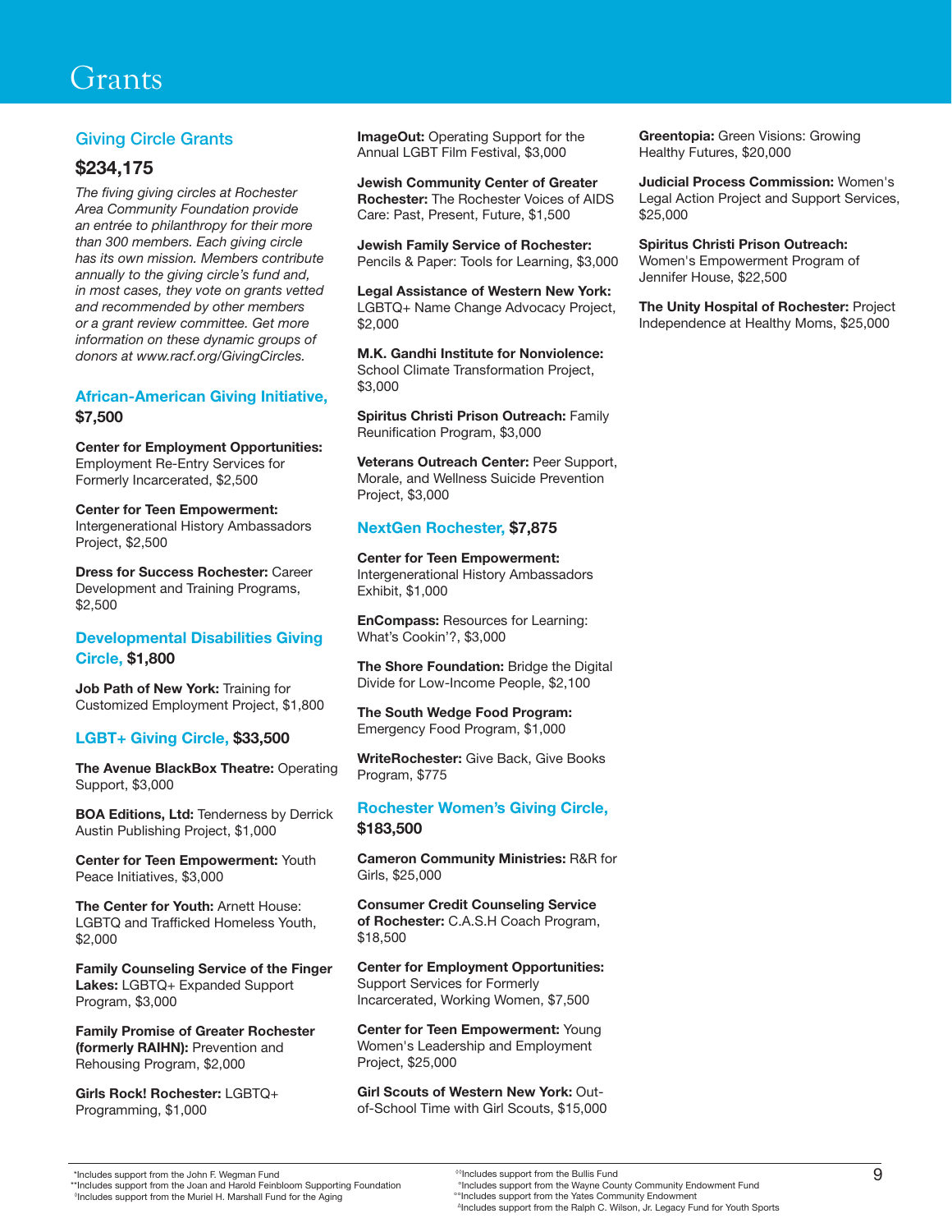# Grants

## Giving Circle Grants

### $234,175

*The fiving giving circles at Rochester Area Community Foundation provide an entrée to philanthropy for their more than 300 members. Each giving circle has its own mission. Members contribute annually to the giving circle's fund and, in most cases, they vote on grants vetted and recommended by other members or a grant review committee. Get more information on these dynamic groups of donors at www.racf.org/GivingCircles.*

### African-American Giving Initiative, $7,500

**Center for Employment Opportunities:** Employment Re-Entry Services for Formerly Incarcerated, $2,500

**Center for Teen Empowerment:** Intergenerational History Ambassadors Project, $2,500

**Dress for Success Rochester:** Career Development and Training Programs, $2,500

### Developmental Disabilities Giving Circle, $1,800

**Job Path of New York:** Training for Customized Employment Project, $1,800

### LGBT+ Giving Circle, $33,500

**The Avenue BlackBox Theatre:** Operating Support, $3,000

**BOA Editions, Ltd:** Tenderness by Derrick Austin Publishing Project, $1,000

**Center for Teen Empowerment:** Youth Peace Initiatives, $3,000

**The Center for Youth:** Arnett House: LGBTQ and Trafficked Homeless Youth, $2,000

**Family Counseling Service of the Finger Lakes:** LGBTQ+ Expanded Support Program, $3,000

**Family Promise of Greater Rochester (formerly RAIHN):** Prevention and Rehousing Program, $2,000

**Girls Rock! Rochester:** LGBTQ+ Programming, $1,000

**ImageOut:** Operating Support for the Annual LGBT Film Festival, $3,000

**Jewish Community Center of Greater Rochester:** The Rochester Voices of AIDS Care: Past, Present, Future, $1,500

**Jewish Family Service of Rochester:** Pencils & Paper: Tools for Learning, $3,000

**Legal Assistance of Western New York:** LGBTQ+ Name Change Advocacy Project, $2,000

**M.K. Gandhi Institute for Nonviolence:** School Climate Transformation Project, $3,000

**Spiritus Christi Prison Outreach:** Family Reunification Program, $3,000

**Veterans Outreach Center:** Peer Support, Morale, and Wellness Suicide Prevention Project, $3,000

### NextGen Rochester, $7,875

**Center for Teen Empowerment:** Intergenerational History Ambassadors Exhibit, $1,000

**EnCompass:** Resources for Learning: What's Cookin'?, $3,000

**The Shore Foundation:** Bridge the Digital Divide for Low-Income People, $2,100

**The South Wedge Food Program:** Emergency Food Program, $1,000

**WriteRochester:** Give Back, Give Books Program, $775

### Rochester Women's Giving Circle, $183,500

**Cameron Community Ministries:** R&R for Girls, $25,000

**Consumer Credit Counseling Service of Rochester:** C.A.S.H Coach Program, $18,500

**Center for Employment Opportunities:** Support Services for Formerly Incarcerated, Working Women, $7,500

**Center for Teen Empowerment:** Young Women's Leadership and Employment Project, $25,000

**Girl Scouts of Western New York:** Out-of-School Time with Girl Scouts, $15,000

**Greentopia:** Green Visions: Growing Healthy Futures, $20,000

**Judicial Process Commission:** Women's Legal Action Project and Support Services, $25,000

**Spiritus Christi Prison Outreach:** Women's Empowerment Program of Jennifer House, $22,500

**The Unity Hospital of Rochester:** Project Independence at Healthy Moms, $25,000

---

\*Includes support from the John F. Wegman Fund
\*\*Includes support from the Joan and Harold Feinbloom Supporting Foundation
◊Includes support from the Muriel H. Marshall Fund for the Aging
◊◊Includes support from the Bullis Fund
°Includes support from the Wayne County Community Endowment Fund
°°Includes support from the Yates Community Endowment
ΔIncludes support from the Ralph C. Wilson, Jr. Legacy Fund for Youth Sports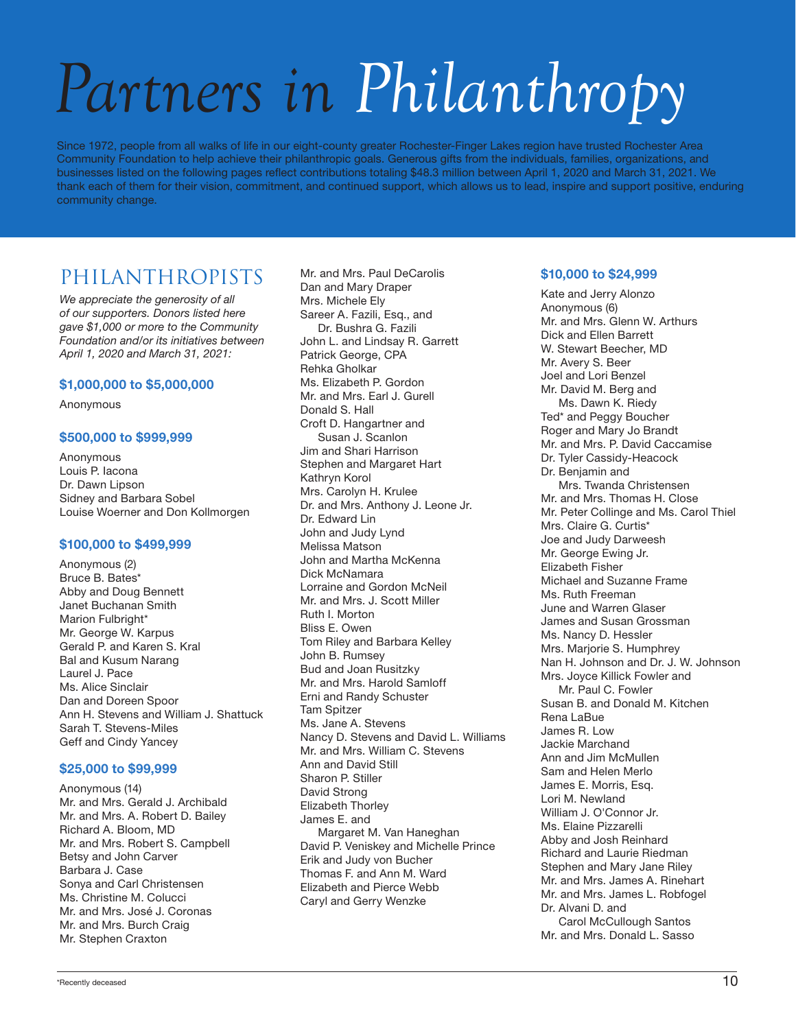# Partners in Philanthropy

Since 1972, people from all walks of life in our eight-county greater Rochester-Finger Lakes region have trusted Rochester Area Community Foundation to help achieve their philanthropic goals. Generous gifts from the individuals, families, organizations, and businesses listed on the following pages reflect contributions totaling $48.3 million between April 1, 2020 and March 31, 2021. We thank each of them for their vision, commitment, and continued support, which allows us to lead, inspire and support positive, enduring community change.

## PHILANTHROPISTS

*We appreciate the generosity of all of our supporters. Donors listed here gave $1,000 or more to the Community Foundation and/or its initiatives between April 1, 2020 and March 31, 2021:*

### $1,000,000 to $5,000,000

Anonymous

### $500,000 to $999,999

Anonymous
Louis P. Iacona
Dr. Dawn Lipson
Sidney and Barbara Sobel
Louise Woerner and Don Kollmorgen

### $100,000 to $499,999

Anonymous (2)
Bruce B. Bates*
Abby and Doug Bennett
Janet Buchanan Smith
Marion Fulbright*
Mr. George W. Karpus
Gerald P. and Karen S. Kral
Bal and Kusum Narang
Laurel J. Pace
Ms. Alice Sinclair
Dan and Doreen Spoor
Ann H. Stevens and William J. Shattuck
Sarah T. Stevens-Miles
Geff and Cindy Yancey

### $25,000 to $99,999

Anonymous (14)
Mr. and Mrs. Gerald J. Archibald
Mr. and Mrs. A. Robert D. Bailey
Richard A. Bloom, MD
Mr. and Mrs. Robert S. Campbell
Betsy and John Carver
Barbara J. Case
Sonya and Carl Christensen
Ms. Christine M. Colucci
Mr. and Mrs. José J. Coronas
Mr. and Mrs. Burch Craig
Mr. Stephen Craxton
Mr. and Mrs. Paul DeCarolis
Dan and Mary Draper
Mrs. Michele Ely
Sareer A. Fazili, Esq., and Dr. Bushra G. Fazili
John L. and Lindsay R. Garrett
Patrick George, CPA
Rehka Gholkar
Ms. Elizabeth P. Gordon
Mr. and Mrs. Earl J. Gurell
Donald S. Hall
Croft D. Hangartner and Susan J. Scanlon
Jim and Shari Harrison
Stephen and Margaret Hart
Kathryn Korol
Mrs. Carolyn H. Krulee
Dr. and Mrs. Anthony J. Leone Jr.
Dr. Edward Lin
John and Judy Lynd
Melissa Matson
John and Martha McKenna
Dick McNamara
Lorraine and Gordon McNeil
Mr. and Mrs. J. Scott Miller
Ruth I. Morton
Bliss E. Owen
Tom Riley and Barbara Kelley
John B. Rumsey
Bud and Joan Rusitzky
Mr. and Mrs. Harold Samloff
Erni and Randy Schuster
Tam Spitzer
Ms. Jane A. Stevens
Nancy D. Stevens and David L. Williams
Mr. and Mrs. William C. Stevens
Ann and David Still
Sharon P. Stiller
David Strong
Elizabeth Thorley
James E. and Margaret M. Van Haneghan
David P. Veniskey and Michelle Prince
Erik and Judy von Bucher
Thomas F. and Ann M. Ward
Elizabeth and Pierce Webb
Caryl and Gerry Wenzke

### $10,000 to $24,999

Kate and Jerry Alonzo
Anonymous (6)
Mr. and Mrs. Glenn W. Arthurs
Dick and Ellen Barrett
W. Stewart Beecher, MD
Mr. Avery S. Beer
Joel and Lori Benzel
Mr. David M. Berg and Ms. Dawn K. Riedy
Ted* and Peggy Boucher
Roger and Mary Jo Brandt
Mr. and Mrs. P. David Caccamise
Dr. Tyler Cassidy-Heacock
Dr. Benjamin and Mrs. Twanda Christensen
Mr. and Mrs. Thomas H. Close
Mr. Peter Collinge and Ms. Carol Thiel
Mrs. Claire G. Curtis*
Joe and Judy Darweesh
Mr. George Ewing Jr.
Elizabeth Fisher
Michael and Suzanne Frame
Ms. Ruth Freeman
June and Warren Glaser
James and Susan Grossman
Ms. Nancy D. Hessler
Mrs. Marjorie S. Humphrey
Nan H. Johnson and Dr. J. W. Johnson
Mrs. Joyce Killick Fowler and Mr. Paul C. Fowler
Susan B. and Donald M. Kitchen
Rena LaBue
James R. Low
Jackie Marchand
Ann and Jim McMullen
Sam and Helen Merlo
James E. Morris, Esq.
Lori M. Newland
William J. O'Connor Jr.
Ms. Elaine Pizzarelli
Abby and Josh Reinhard
Richard and Laurie Riedman
Stephen and Mary Jane Riley
Mr. and Mrs. James A. Rinehart
Mr. and Mrs. James L. Robfogel
Dr. Alvani D. and Carol McCullough Santos
Mr. and Mrs. Donald L. Sasso

*Recently deceased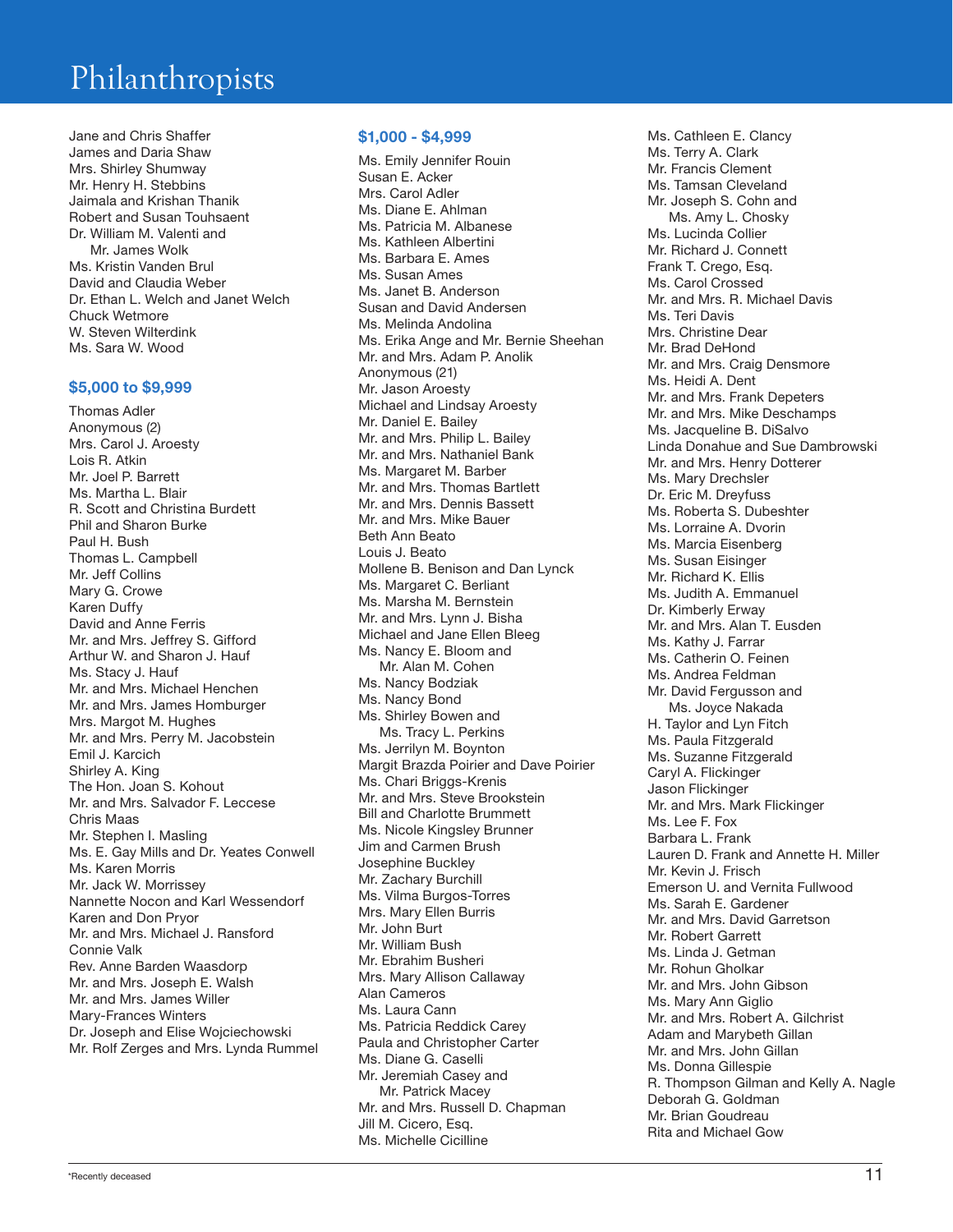# Philanthropists

Jane and Chris Shaffer
James and Daria Shaw
Mrs. Shirley Shumway
Mr. Henry H. Stebbins
Jaimala and Krishan Thanik
Robert and Susan Touhsaent
Dr. William M. Valenti and Mr. James Wolk
Ms. Kristin Vanden Brul
David and Claudia Weber
Dr. Ethan L. Welch and Janet Welch
Chuck Wetmore
W. Steven Wilterdink
Ms. Sara W. Wood

### $5,000 to $9,999

Thomas Adler
Anonymous (2)
Mrs. Carol J. Aroesty
Lois R. Atkin
Mr. Joel P. Barrett
Ms. Martha L. Blair
R. Scott and Christina Burdett
Phil and Sharon Burke
Paul H. Bush
Thomas L. Campbell
Mr. Jeff Collins
Mary G. Crowe
Karen Duffy
David and Anne Ferris
Mr. and Mrs. Jeffrey S. Gifford
Arthur W. and Sharon J. Hauf
Ms. Stacy J. Hauf
Mr. and Mrs. Michael Henchen
Mr. and Mrs. James Homburger
Mrs. Margot M. Hughes
Mr. and Mrs. Perry M. Jacobstein
Emil J. Karcich
Shirley A. King
The Hon. Joan S. Kohout
Mr. and Mrs. Salvador F. Leccese
Chris Maas
Mr. Stephen I. Masling
Ms. E. Gay Mills and Dr. Yeates Conwell
Ms. Karen Morris
Mr. Jack W. Morrissey
Nannette Nocon and Karl Wessendorf
Karen and Don Pryor
Mr. and Mrs. Michael J. Ransford
Connie Valk
Rev. Anne Barden Waasdorp
Mr. and Mrs. Joseph E. Walsh
Mr. and Mrs. James Willer
Mary-Frances Winters
Dr. Joseph and Elise Wojciechowski
Mr. Rolf Zerges and Mrs. Lynda Rummel

### $1,000 - $4,999

Ms. Emily Jennifer Rouin
Susan E. Acker
Mrs. Carol Adler
Ms. Diane E. Ahlman
Ms. Patricia M. Albanese
Ms. Kathleen Albertini
Ms. Barbara E. Ames
Ms. Susan Ames
Ms. Janet B. Anderson
Susan and David Andersen
Ms. Melinda Andolina
Ms. Erika Ange and Mr. Bernie Sheehan
Mr. and Mrs. Adam P. Anolik
Anonymous (21)
Mr. Jason Aroesty
Michael and Lindsay Aroesty
Mr. Daniel E. Bailey
Mr. and Mrs. Philip L. Bailey
Mr. and Mrs. Nathaniel Bank
Ms. Margaret M. Barber
Mr. and Mrs. Thomas Bartlett
Mr. and Mrs. Dennis Bassett
Mr. and Mrs. Mike Bauer
Beth Ann Beato
Louis J. Beato
Mollene B. Benison and Dan Lynck
Ms. Margaret C. Berliant
Ms. Marsha M. Bernstein
Mr. and Mrs. Lynn J. Bisha
Michael and Jane Ellen Bleeg
Ms. Nancy E. Bloom and Mr. Alan M. Cohen
Ms. Nancy Bodziak
Ms. Nancy Bond
Ms. Shirley Bowen and Ms. Tracy L. Perkins
Ms. Jerrilyn M. Boynton
Margit Brazda Poirier and Dave Poirier
Ms. Chari Briggs-Krenis
Mr. and Mrs. Steve Brookstein
Bill and Charlotte Brummett
Ms. Nicole Kingsley Brunner
Jim and Carmen Brush
Josephine Buckley
Mr. Zachary Burchill
Ms. Vilma Burgos-Torres
Mrs. Mary Ellen Burris
Mr. John Burt
Mr. William Bush
Mr. Ebrahim Busheri
Mrs. Mary Allison Callaway
Alan Cameros
Ms. Laura Cann
Ms. Patricia Reddick Carey
Paula and Christopher Carter
Ms. Diane G. Caselli
Mr. Jeremiah Casey and Mr. Patrick Macey
Mr. and Mrs. Russell D. Chapman
Jill M. Cicero, Esq.
Ms. Michelle Cicilline
Ms. Cathleen E. Clancy
Ms. Terry A. Clark
Mr. Francis Clement
Ms. Tamsan Cleveland
Mr. Joseph S. Cohn and Ms. Amy L. Chosky
Ms. Lucinda Collier
Mr. Richard J. Connett
Frank T. Crego, Esq.
Ms. Carol Crossed
Mr. and Mrs. R. Michael Davis
Ms. Teri Davis
Mrs. Christine Dear
Mr. Brad DeHond
Mr. and Mrs. Craig Densmore
Ms. Heidi A. Dent
Mr. and Mrs. Frank Depeters
Mr. and Mrs. Mike Deschamps
Ms. Jacqueline B. DiSalvo
Linda Donahue and Sue Dambrowski
Mr. and Mrs. Henry Dotterer
Ms. Mary Drechsler
Dr. Eric M. Dreyfuss
Ms. Roberta S. Dubeshter
Ms. Lorraine A. Dvorin
Ms. Marcia Eisenberg
Ms. Susan Eisinger
Mr. Richard K. Ellis
Ms. Judith A. Emmanuel
Dr. Kimberly Erway
Mr. and Mrs. Alan T. Eusden
Ms. Kathy J. Farrar
Ms. Catherin O. Feinen
Ms. Andrea Feldman
Mr. David Fergusson and Ms. Joyce Nakada
H. Taylor and Lyn Fitch
Ms. Paula Fitzgerald
Ms. Suzanne Fitzgerald
Caryl A. Flickinger
Jason Flickinger
Mr. and Mrs. Mark Flickinger
Ms. Lee F. Fox
Barbara L. Frank
Lauren D. Frank and Annette H. Miller
Mr. Kevin J. Frisch
Emerson U. and Vernita Fullwood
Ms. Sarah E. Gardener
Mr. and Mrs. David Garretson
Mr. Robert Garrett
Ms. Linda J. Getman
Mr. Rohun Gholkar
Mr. and Mrs. John Gibson
Ms. Mary Ann Giglio
Mr. and Mrs. Robert A. Gilchrist
Adam and Marybeth Gillan
Mr. and Mrs. John Gillan
Ms. Donna Gillespie
R. Thompson Gilman and Kelly A. Nagle
Deborah G. Goldman
Mr. Brian Goudreau
Rita and Michael Gow

*Recently deceased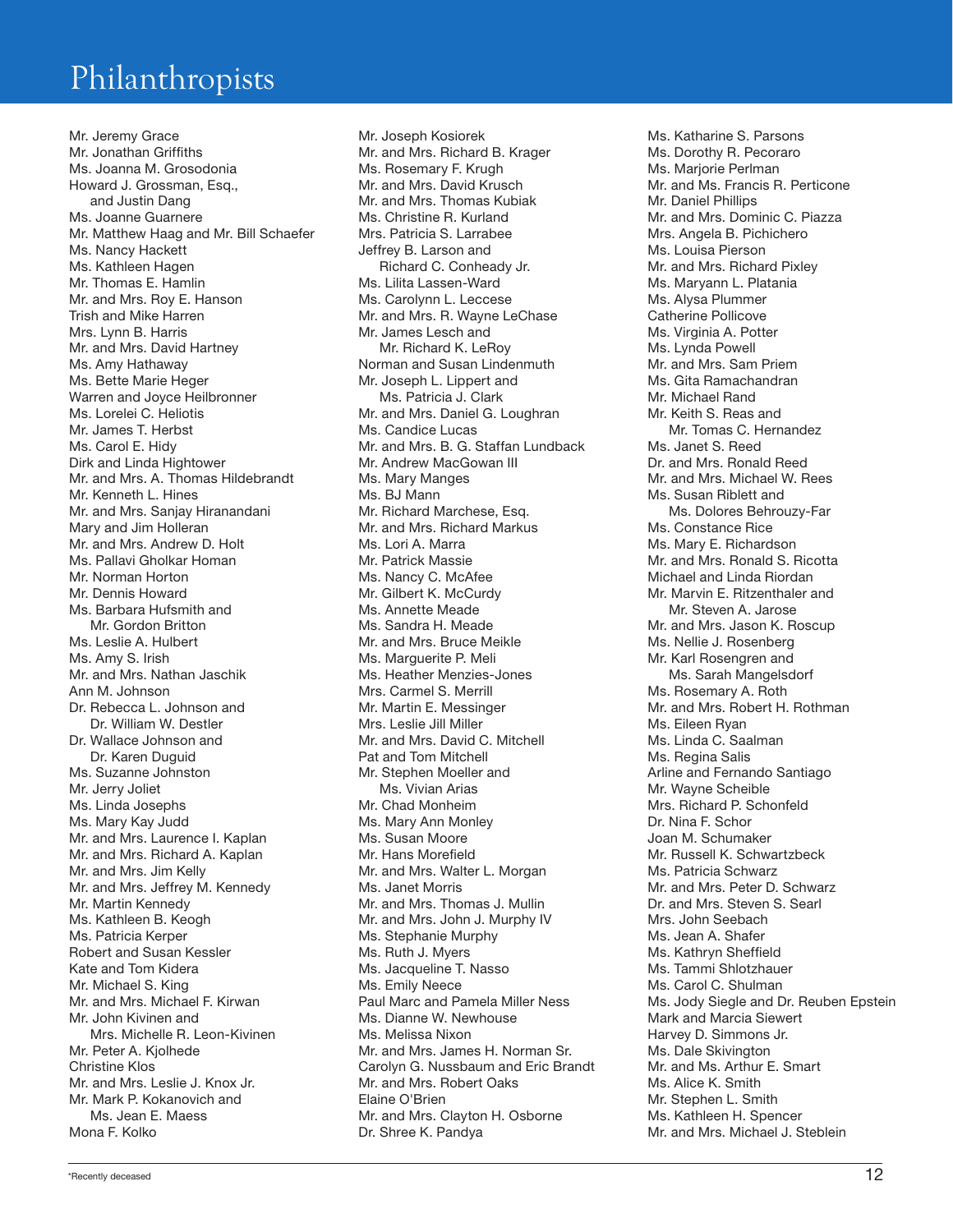# Philanthropists

Mr. Jeremy Grace
Mr. Jonathan Griffiths
Ms. Joanna M. Grosodonia
Howard J. Grossman, Esq., and Justin Dang
Ms. Joanne Guarnere
Mr. Matthew Haag and Mr. Bill Schaefer
Ms. Nancy Hackett
Ms. Kathleen Hagen
Mr. Thomas E. Hamlin
Mr. and Mrs. Roy E. Hanson
Trish and Mike Harren
Mrs. Lynn B. Harris
Mr. and Mrs. David Hartney
Ms. Amy Hathaway
Ms. Bette Marie Heger
Warren and Joyce Heilbronner
Ms. Lorelei C. Heliotis
Mr. James T. Herbst
Ms. Carol E. Hidy
Dirk and Linda Hightower
Mr. and Mrs. A. Thomas Hildebrandt
Mr. Kenneth L. Hines
Mr. and Mrs. Sanjay Hiranandani
Mary and Jim Holleran
Mr. and Mrs. Andrew D. Holt
Ms. Pallavi Gholkar Homan
Mr. Norman Horton
Mr. Dennis Howard
Ms. Barbara Hufsmith and Mr. Gordon Britton
Ms. Leslie A. Hulbert
Ms. Amy S. Irish
Mr. and Mrs. Nathan Jaschik
Ann M. Johnson
Dr. Rebecca L. Johnson and Dr. William W. Destler
Dr. Wallace Johnson and Dr. Karen Duguid
Ms. Suzanne Johnston
Mr. Jerry Joliet
Ms. Linda Josephs
Ms. Mary Kay Judd
Mr. and Mrs. Laurence I. Kaplan
Mr. and Mrs. Richard A. Kaplan
Mr. and Mrs. Jim Kelly
Mr. and Mrs. Jeffrey M. Kennedy
Mr. Martin Kennedy
Ms. Kathleen B. Keogh
Ms. Patricia Kerper
Robert and Susan Kessler
Kate and Tom Kidera
Mr. Michael S. King
Mr. and Mrs. Michael F. Kirwan
Mr. John Kivinen and Mrs. Michelle R. Leon-Kivinen
Mr. Peter A. Kjolhede
Christine Klos
Mr. and Mrs. Leslie J. Knox Jr.
Mr. Mark P. Kokanovich and Ms. Jean E. Maess
Mona F. Kolko
Mr. Joseph Kosiorek
Mr. and Mrs. Richard B. Krager
Ms. Rosemary F. Krugh
Mr. and Mrs. David Krusch
Mr. and Mrs. Thomas Kubiak
Ms. Christine R. Kurland
Mrs. Patricia S. Larrabee
Jeffrey B. Larson and Richard C. Conheady Jr.
Ms. Lilita Lassen-Ward
Ms. Carolynn L. Leccese
Mr. and Mrs. R. Wayne LeChase
Mr. James Lesch and Mr. Richard K. LeRoy
Norman and Susan Lindenmuth
Mr. Joseph L. Lippert and Ms. Patricia J. Clark
Mr. and Mrs. Daniel G. Loughran
Ms. Candice Lucas
Mr. and Mrs. B. G. Staffan Lundback
Mr. Andrew MacGowan III
Ms. Mary Manges
Ms. BJ Mann
Mr. Richard Marchese, Esq.
Mr. and Mrs. Richard Markus
Ms. Lori A. Marra
Mr. Patrick Massie
Ms. Nancy C. McAfee
Mr. Gilbert K. McCurdy
Ms. Annette Meade
Ms. Sandra H. Meade
Mr. and Mrs. Bruce Meikle
Ms. Marguerite P. Meli
Ms. Heather Menzies-Jones
Mrs. Carmel S. Merrill
Mr. Martin E. Messinger
Mrs. Leslie Jill Miller
Mr. and Mrs. David C. Mitchell
Pat and Tom Mitchell
Mr. Stephen Moeller and Ms. Vivian Arias
Mr. Chad Monheim
Ms. Mary Ann Monley
Ms. Susan Moore
Mr. Hans Morefield
Mr. and Mrs. Walter L. Morgan
Ms. Janet Morris
Mr. and Mrs. Thomas J. Mullin
Mr. and Mrs. John J. Murphy IV
Ms. Stephanie Murphy
Ms. Ruth J. Myers
Ms. Jacqueline T. Nasso
Ms. Emily Neece
Paul Marc and Pamela Miller Ness
Ms. Dianne W. Newhouse
Ms. Melissa Nixon
Mr. and Mrs. James H. Norman Sr.
Carolyn G. Nussbaum and Eric Brandt
Mr. and Mrs. Robert Oaks
Elaine O'Brien
Mr. and Mrs. Clayton H. Osborne
Dr. Shree K. Pandya
Ms. Katharine S. Parsons
Ms. Dorothy R. Pecoraro
Ms. Marjorie Perlman
Mr. and Ms. Francis R. Perticone
Mr. Daniel Phillips
Mr. and Mrs. Dominic C. Piazza
Mrs. Angela B. Pichichero
Ms. Louisa Pierson
Mr. and Mrs. Richard Pixley
Ms. Maryann L. Platania
Ms. Alysa Plummer
Catherine Pollicove
Ms. Virginia A. Potter
Ms. Lynda Powell
Mr. and Mrs. Sam Priem
Ms. Gita Ramachandran
Mr. Michael Rand
Mr. Keith S. Reas and Mr. Tomas C. Hernandez
Ms. Janet S. Reed
Dr. and Mrs. Ronald Reed
Mr. and Mrs. Michael W. Rees
Ms. Susan Riblett and Ms. Dolores Behrouzy-Far
Ms. Constance Rice
Ms. Mary E. Richardson
Mr. and Mrs. Ronald S. Ricotta
Michael and Linda Riordan
Mr. Marvin E. Ritzenthaler and Mr. Steven A. Jarose
Mr. and Mrs. Jason K. Roscup
Ms. Nellie J. Rosenberg
Mr. Karl Rosengren and Ms. Sarah Mangelsdorf
Ms. Rosemary A. Roth
Mr. and Mrs. Robert H. Rothman
Ms. Eileen Ryan
Ms. Linda C. Saalman
Ms. Regina Salis
Arline and Fernando Santiago
Mr. Wayne Scheible
Mrs. Richard P. Schonfeld
Dr. Nina F. Schor
Joan M. Schumaker
Mr. Russell K. Schwartzbeck
Ms. Patricia Schwarz
Mr. and Mrs. Peter D. Schwarz
Dr. and Mrs. Steven S. Searl
Mrs. John Seebach
Ms. Jean A. Shafer
Ms. Kathryn Sheffield
Ms. Tammi Shlotzhauer
Ms. Carol C. Shulman
Ms. Jody Siegle and Dr. Reuben Epstein
Mark and Marcia Siewert
Harvey D. Simmons Jr.
Ms. Dale Skivington
Mr. and Ms. Arthur E. Smart
Ms. Alice K. Smith
Mr. Stephen L. Smith
Ms. Kathleen H. Spencer
Mr. and Mrs. Michael J. Steblein

*Recently deceased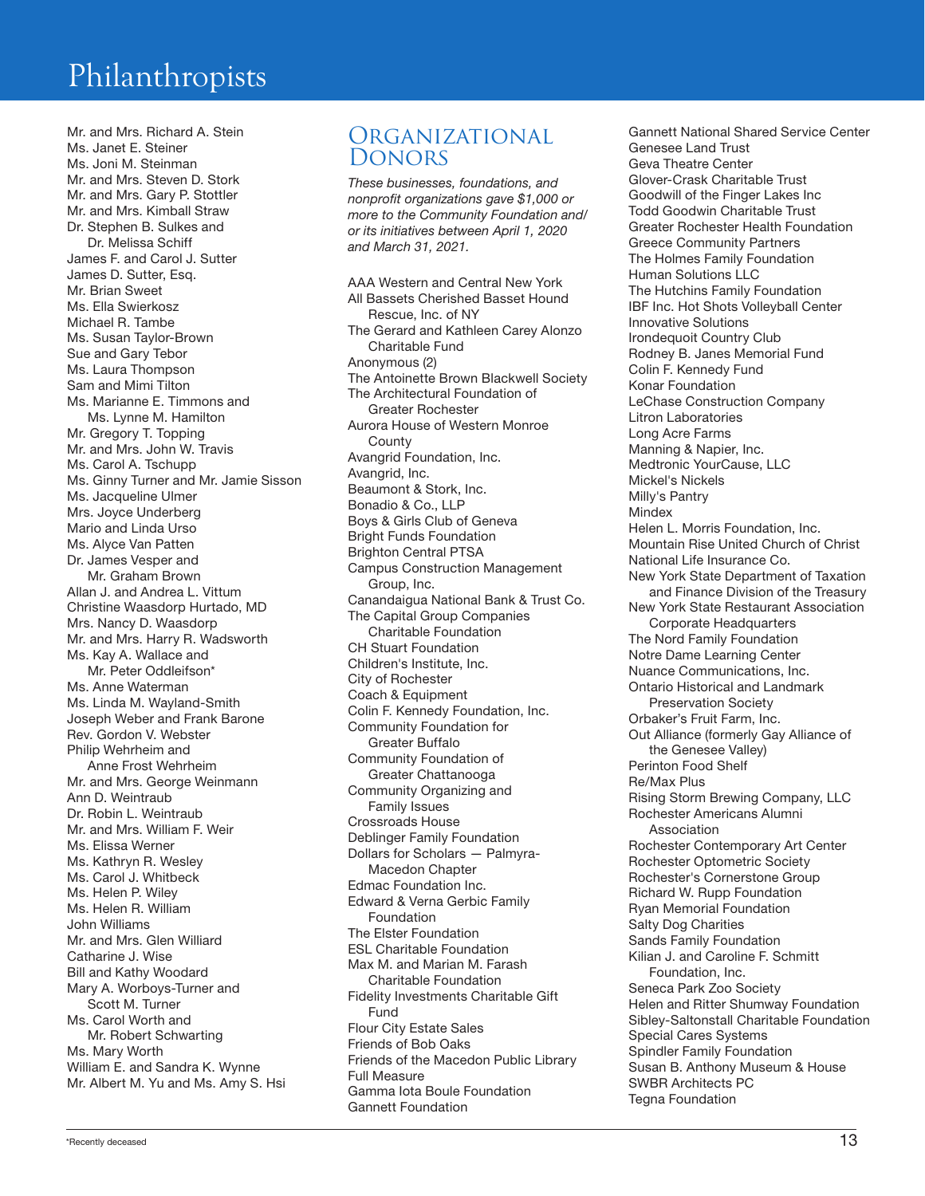# Philanthropists

Mr. and Mrs. Richard A. Stein
Ms. Janet E. Steiner
Ms. Joni M. Steinman
Mr. and Mrs. Steven D. Stork
Mr. and Mrs. Gary P. Stottler
Mr. and Mrs. Kimball Straw
Dr. Stephen B. Sulkes and Dr. Melissa Schiff
James F. and Carol J. Sutter
James D. Sutter, Esq.
Mr. Brian Sweet
Ms. Ella Swierkosz
Michael R. Tambe
Ms. Susan Taylor-Brown
Sue and Gary Tebor
Ms. Laura Thompson
Sam and Mimi Tilton
Ms. Marianne E. Timmons and Ms. Lynne M. Hamilton
Mr. Gregory T. Topping
Mr. and Mrs. John W. Travis
Ms. Carol A. Tschupp
Ms. Ginny Turner and Mr. Jamie Sisson
Ms. Jacqueline Ulmer
Mrs. Joyce Underberg
Mario and Linda Urso
Ms. Alyce Van Patten
Dr. James Vesper and Mr. Graham Brown
Allan J. and Andrea L. Vittum
Christine Waasdorp Hurtado, MD
Mrs. Nancy D. Waasdorp
Mr. and Mrs. Harry R. Wadsworth
Ms. Kay A. Wallace and Mr. Peter Oddleifson*
Ms. Anne Waterman
Ms. Linda M. Wayland-Smith
Joseph Weber and Frank Barone
Rev. Gordon V. Webster
Philip Wehrheim and Anne Frost Wehrheim
Mr. and Mrs. George Weinmann
Ann D. Weintraub
Dr. Robin L. Weintraub
Mr. and Mrs. William F. Weir
Ms. Elissa Werner
Ms. Kathryn R. Wesley
Ms. Carol J. Whitbeck
Ms. Helen P. Wiley
Ms. Helen R. William
John Williams
Mr. and Mrs. Glen Williard
Catharine J. Wise
Bill and Kathy Woodard
Mary A. Worboys-Turner and Scott M. Turner
Ms. Carol Worth and Mr. Robert Schwarting
Ms. Mary Worth
William E. and Sandra K. Wynne
Mr. Albert M. Yu and Ms. Amy S. Hsi

## Organizational Donors

*These businesses, foundations, and nonprofit organizations gave $1,000 or more to the Community Foundation and/or its initiatives between April 1, 2020 and March 31, 2021.*

AAA Western and Central New York
All Bassets Cherished Basset Hound Rescue, Inc. of NY
The Gerard and Kathleen Carey Alonzo Charitable Fund
Anonymous (2)
The Antoinette Brown Blackwell Society
The Architectural Foundation of Greater Rochester
Aurora House of Western Monroe County
Avangrid Foundation, Inc.
Avangrid, Inc.
Beaumont & Stork, Inc.
Bonadio & Co., LLP
Boys & Girls Club of Geneva
Bright Funds Foundation
Brighton Central PTSA
Campus Construction Management Group, Inc.
Canandaigua National Bank & Trust Co.
The Capital Group Companies Charitable Foundation
CH Stuart Foundation
Children's Institute, Inc.
City of Rochester
Coach & Equipment
Colin F. Kennedy Foundation, Inc.
Community Foundation for Greater Buffalo
Community Foundation of Greater Chattanooga
Community Organizing and Family Issues
Crossroads House
Deblinger Family Foundation
Dollars for Scholars — Palmyra-Macedon Chapter
Edmac Foundation Inc.
Edward & Verna Gerbic Family Foundation
The Elster Foundation
ESL Charitable Foundation
Max M. and Marian M. Farash Charitable Foundation
Fidelity Investments Charitable Gift Fund
Flour City Estate Sales
Friends of Bob Oaks
Friends of the Macedon Public Library
Full Measure
Gamma Iota Boule Foundation
Gannett Foundation
Gannett National Shared Service Center
Genesee Land Trust
Geva Theatre Center
Glover-Crask Charitable Trust
Goodwill of the Finger Lakes Inc
Todd Goodwin Charitable Trust
Greater Rochester Health Foundation
Greece Community Partners
The Holmes Family Foundation
Human Solutions LLC
The Hutchins Family Foundation
IBF Inc. Hot Shots Volleyball Center
Innovative Solutions
Irondequoit Country Club
Rodney B. Janes Memorial Fund
Colin F. Kennedy Fund
Konar Foundation
LeChase Construction Company
Litron Laboratories
Long Acre Farms
Manning & Napier, Inc.
Medtronic YourCause, LLC
Mickel's Nickels
Milly's Pantry
Mindex
Helen L. Morris Foundation, Inc.
Mountain Rise United Church of Christ
National Life Insurance Co.
New York State Department of Taxation and Finance Division of the Treasury
New York State Restaurant Association Corporate Headquarters
The Nord Family Foundation
Notre Dame Learning Center
Nuance Communications, Inc.
Ontario Historical and Landmark Preservation Society
Orbaker's Fruit Farm, Inc.
Out Alliance (formerly Gay Alliance of the Genesee Valley)
Perinton Food Shelf
Re/Max Plus
Rising Storm Brewing Company, LLC
Rochester Americans Alumni Association
Rochester Contemporary Art Center
Rochester Optometric Society
Rochester's Cornerstone Group
Richard W. Rupp Foundation
Ryan Memorial Foundation
Salty Dog Charities
Sands Family Foundation
Kilian J. and Caroline F. Schmitt Foundation, Inc.
Seneca Park Zoo Society
Helen and Ritter Shumway Foundation
Sibley-Saltonstall Charitable Foundation
Special Cares Systems
Spindler Family Foundation
Susan B. Anthony Museum & House
SWBR Architects PC
Tegna Foundation

*Recently deceased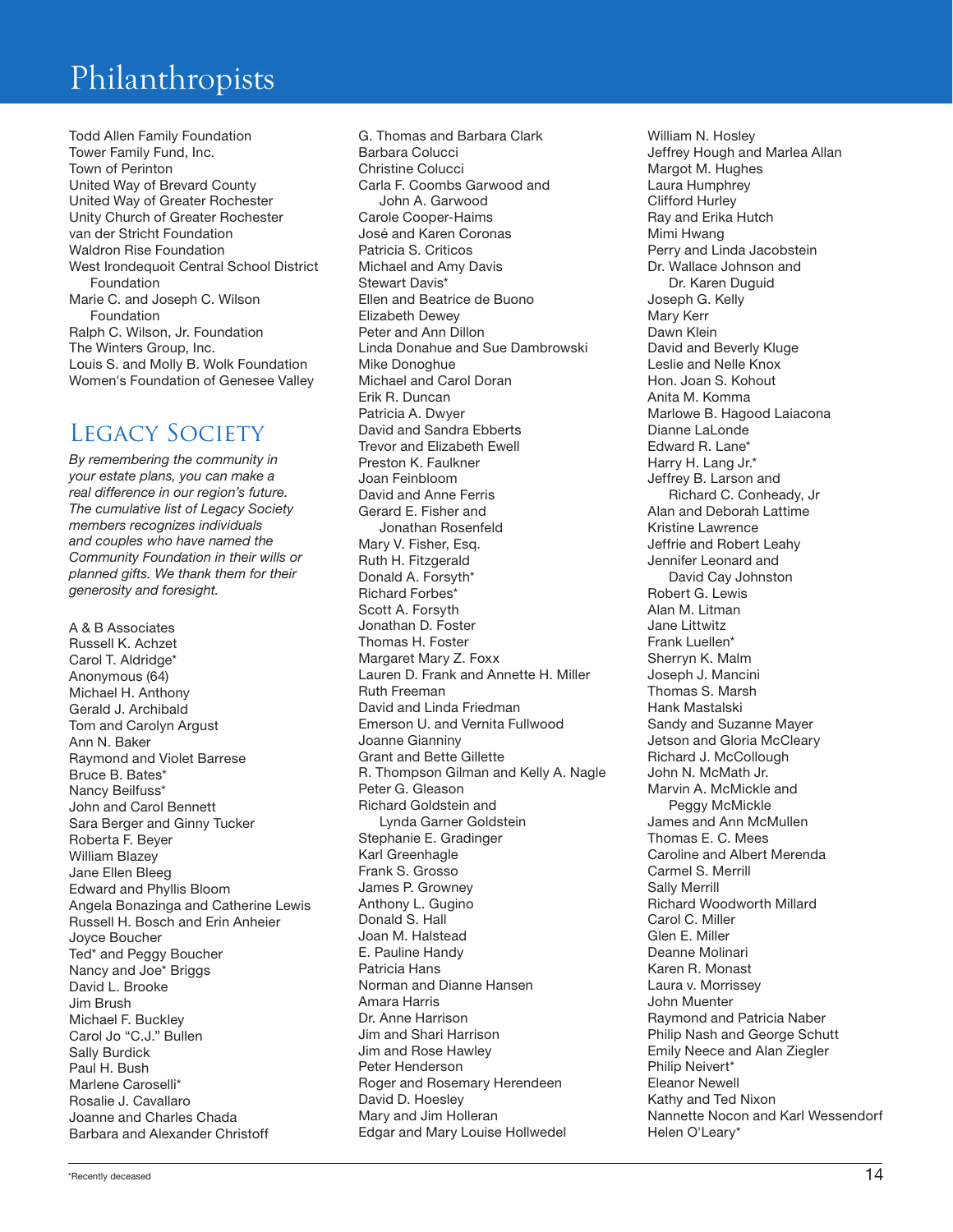# Philanthropists

Todd Allen Family Foundation
Tower Family Fund, Inc.
Town of Perinton
United Way of Brevard County
United Way of Greater Rochester
Unity Church of Greater Rochester
van der Stricht Foundation
Waldron Rise Foundation
West Irondequoit Central School District Foundation
Marie C. and Joseph C. Wilson Foundation
Ralph C. Wilson, Jr. Foundation
The Winters Group, Inc.
Louis S. and Molly B. Wolk Foundation
Women's Foundation of Genesee Valley

## Legacy Society

*By remembering the community in your estate plans, you can make a real difference in our region's future. The cumulative list of Legacy Society members recognizes individuals and couples who have named the Community Foundation in their wills or planned gifts. We thank them for their generosity and foresight.*

A & B Associates
Russell K. Achzet
Carol T. Aldridge*
Anonymous (64)
Michael H. Anthony
Gerald J. Archibald
Tom and Carolyn Argust
Ann N. Baker
Raymond and Violet Barrese
Bruce B. Bates*
Nancy Beilfuss*
John and Carol Bennett
Sara Berger and Ginny Tucker
Roberta F. Beyer
William Blazey
Jane Ellen Bleeg
Edward and Phyllis Bloom
Angela Bonazinga and Catherine Lewis
Russell H. Bosch and Erin Anheier
Joyce Boucher
Ted* and Peggy Boucher
Nancy and Joe* Briggs
David L. Brooke
Jim Brush
Michael F. Buckley
Carol Jo "C.J." Bullen
Sally Burdick
Paul H. Bush
Marlene Caroselli*
Rosalie J. Cavallaro
Joanne and Charles Chada
Barbara and Alexander Christoff
G. Thomas and Barbara Clark
Barbara Colucci
Christine Colucci
Carla F. Coombs Garwood and John A. Garwood
Carole Cooper-Haims
José and Karen Coronas
Patricia S. Criticos
Michael and Amy Davis
Stewart Davis*
Ellen and Beatrice de Buono
Elizabeth Dewey
Peter and Ann Dillon
Linda Donahue and Sue Dambrowski
Mike Donoghue
Michael and Carol Doran
Erik R. Duncan
Patricia A. Dwyer
David and Sandra Ebberts
Trevor and Elizabeth Ewell
Preston K. Faulkner
Joan Feinbloom
David and Anne Ferris
Gerard E. Fisher and Jonathan Rosenfeld
Mary V. Fisher, Esq.
Ruth H. Fitzgerald
Donald A. Forsyth*
Richard Forbes*
Scott A. Forsyth
Jonathan D. Foster
Thomas H. Foster
Margaret Mary Z. Foxx
Lauren D. Frank and Annette H. Miller
Ruth Freeman
David and Linda Friedman
Emerson U. and Vernita Fullwood
Joanne Gianniny
Grant and Bette Gillette
R. Thompson Gilman and Kelly A. Nagle
Peter G. Gleason
Richard Goldstein and Lynda Garner Goldstein
Stephanie E. Gradinger
Karl Greenhagle
Frank S. Grosso
James P. Growney
Anthony L. Gugino
Donald S. Hall
Joan M. Halstead
E. Pauline Handy
Patricia Hans
Norman and Dianne Hansen
Amara Harris
Dr. Anne Harrison
Jim and Shari Harrison
Jim and Rose Hawley
Peter Henderson
Roger and Rosemary Herendeen
David D. Hoesley
Mary and Jim Holleran
Edgar and Mary Louise Hollwedel
William N. Hosley
Jeffrey Hough and Marlea Allan
Margot M. Hughes
Laura Humphrey
Clifford Hurley
Ray and Erika Hutch
Mimi Hwang
Perry and Linda Jacobstein
Dr. Wallace Johnson and Dr. Karen Duguid
Joseph G. Kelly
Mary Kerr
Dawn Klein
David and Beverly Kluge
Leslie and Nelle Knox
Hon. Joan S. Kohout
Anita M. Komma
Marlowe B. Hagood Laiacona
Dianne LaLonde
Edward R. Lane*
Harry H. Lang Jr.*
Jeffrey B. Larson and Richard C. Conheady, Jr
Alan and Deborah Lattime
Kristine Lawrence
Jeffrie and Robert Leahy
Jennifer Leonard and David Cay Johnston
Robert G. Lewis
Alan M. Litman
Jane Littwitz
Frank Luellen*
Sherryn K. Malm
Joseph J. Mancini
Thomas S. Marsh
Hank Mastalski
Sandy and Suzanne Mayer
Jetson and Gloria McCleary
Richard J. McCollough
John N. McMath Jr.
Marvin A. McMickle and Peggy McMickle
James and Ann McMullen
Thomas E. C. Mees
Caroline and Albert Merenda
Carmel S. Merrill
Sally Merrill
Richard Woodworth Millard
Carol C. Miller
Glen E. Miller
Deanne Molinari
Karen R. Monast
Laura v. Morrissey
John Muenter
Raymond and Patricia Naber
Philip Nash and George Schutt
Emily Neece and Alan Ziegler
Philip Neivert*
Eleanor Newell
Kathy and Ted Nixon
Nannette Nocon and Karl Wessendorf
Helen O'Leary*

*Recently deceased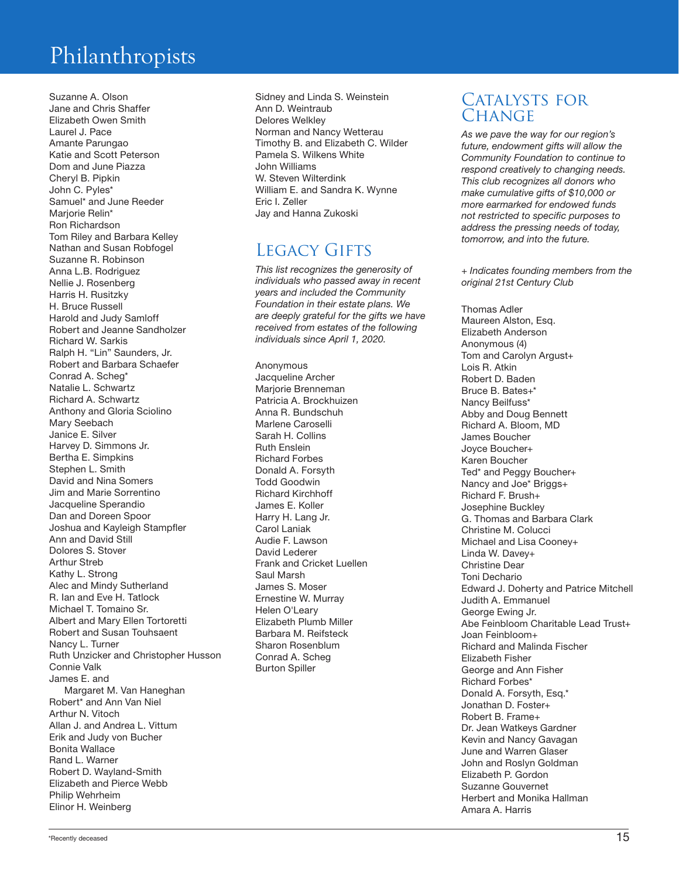# Philanthropists

Suzanne A. Olson
Jane and Chris Shaffer
Elizabeth Owen Smith
Laurel J. Pace
Amante Parungao
Katie and Scott Peterson
Dom and June Piazza
Cheryl B. Pipkin
John C. Pyles*
Samuel* and June Reeder
Marjorie Relin*
Ron Richardson
Tom Riley and Barbara Kelley
Nathan and Susan Robfogel
Suzanne R. Robinson
Anna L.B. Rodriguez
Nellie J. Rosenberg
Harris H. Rusitzky
H. Bruce Russell
Harold and Judy Samloff
Robert and Jeanne Sandholzer
Richard W. Sarkis
Ralph H. "Lin" Saunders, Jr.
Robert and Barbara Schaefer
Conrad A. Scheg*
Natalie L. Schwartz
Richard A. Schwartz
Anthony and Gloria Sciolino
Mary Seebach
Janice E. Silver
Harvey D. Simmons Jr.
Bertha E. Simpkins
Stephen L. Smith
David and Nina Somers
Jim and Marie Sorrentino
Jacqueline Sperandio
Dan and Doreen Spoor
Joshua and Kayleigh Stampfler
Ann and David Still
Dolores S. Stover
Arthur Streb
Kathy L. Strong
Alec and Mindy Sutherland
R. Ian and Eve H. Tatlock
Michael T. Tomaino Sr.
Albert and Mary Ellen Tortoretti
Robert and Susan Touhsaent
Nancy L. Turner
Ruth Unzicker and Christopher Husson
Connie Valk
James E. and Margaret M. Van Haneghan
Robert* and Ann Van Niel
Arthur N. Vitoch
Allan J. and Andrea L. Vittum
Erik and Judy von Bucher
Bonita Wallace
Rand L. Warner
Robert D. Wayland-Smith
Elizabeth and Pierce Webb
Philip Wehrheim
Elinor H. Weinberg
Sidney and Linda S. Weinstein
Ann D. Weintraub
Delores Welkley
Norman and Nancy Wetterau
Timothy B. and Elizabeth C. Wilder
Pamela S. Wilkens White
John Williams
W. Steven Wilterdink
William E. and Sandra K. Wynne
Eric I. Zeller
Jay and Hanna Zukoski

## Legacy Gifts

*This list recognizes the generosity of individuals who passed away in recent years and included the Community Foundation in their estate plans. We are deeply grateful for the gifts we have received from estates of the following individuals since April 1, 2020.*

Anonymous
Jacqueline Archer
Marjorie Brenneman
Patricia A. Brockhuizen
Anna R. Bundschuh
Marlene Caroselli
Sarah H. Collins
Ruth Enslein
Richard Forbes
Donald A. Forsyth
Todd Goodwin
Richard Kirchhoff
James E. Koller
Harry H. Lang Jr.
Carol Laniak
Audie F. Lawson
David Lederer
Frank and Cricket Luellen
Saul Marsh
James S. Moser
Ernestine W. Murray
Helen O'Leary
Elizabeth Plumb Miller
Barbara M. Reifsteck
Sharon Rosenblum
Conrad A. Scheg
Burton Spiller

## Catalysts for Change

*As we pave the way for our region's future, endowment gifts will allow the Community Foundation to continue to respond creatively to changing needs. This club recognizes all donors who make cumulative gifts of $10,000 or more earmarked for endowed funds not restricted to specific purposes to address the pressing needs of today, tomorrow, and into the future.*

*+ Indicates founding members from the original 21st Century Club*

Thomas Adler
Maureen Alston, Esq.
Elizabeth Anderson
Anonymous (4)
Tom and Carolyn Argust+
Lois R. Atkin
Robert D. Baden
Bruce B. Bates+*
Nancy Beilfuss*
Abby and Doug Bennett
Richard A. Bloom, MD
James Boucher
Joyce Boucher+
Karen Boucher
Ted* and Peggy Boucher+
Nancy and Joe* Briggs+
Richard F. Brush+
Josephine Buckley
G. Thomas and Barbara Clark
Christine M. Colucci
Michael and Lisa Cooney+
Linda W. Davey+
Christine Dear
Toni Dechario
Edward J. Doherty and Patrice Mitchell
Judith A. Emmanuel
George Ewing Jr.
Abe Feinbloom Charitable Lead Trust+
Joan Feinbloom+
Richard and Malinda Fischer
Elizabeth Fisher
George and Ann Fisher
Richard Forbes*
Donald A. Forsyth, Esq.*
Jonathan D. Foster+
Robert B. Frame+
Dr. Jean Watkeys Gardner
Kevin and Nancy Gavagan
June and Warren Glaser
John and Roslyn Goldman
Elizabeth P. Gordon
Suzanne Gouvernet
Herbert and Monika Hallman
Amara A. Harris

*Recently deceased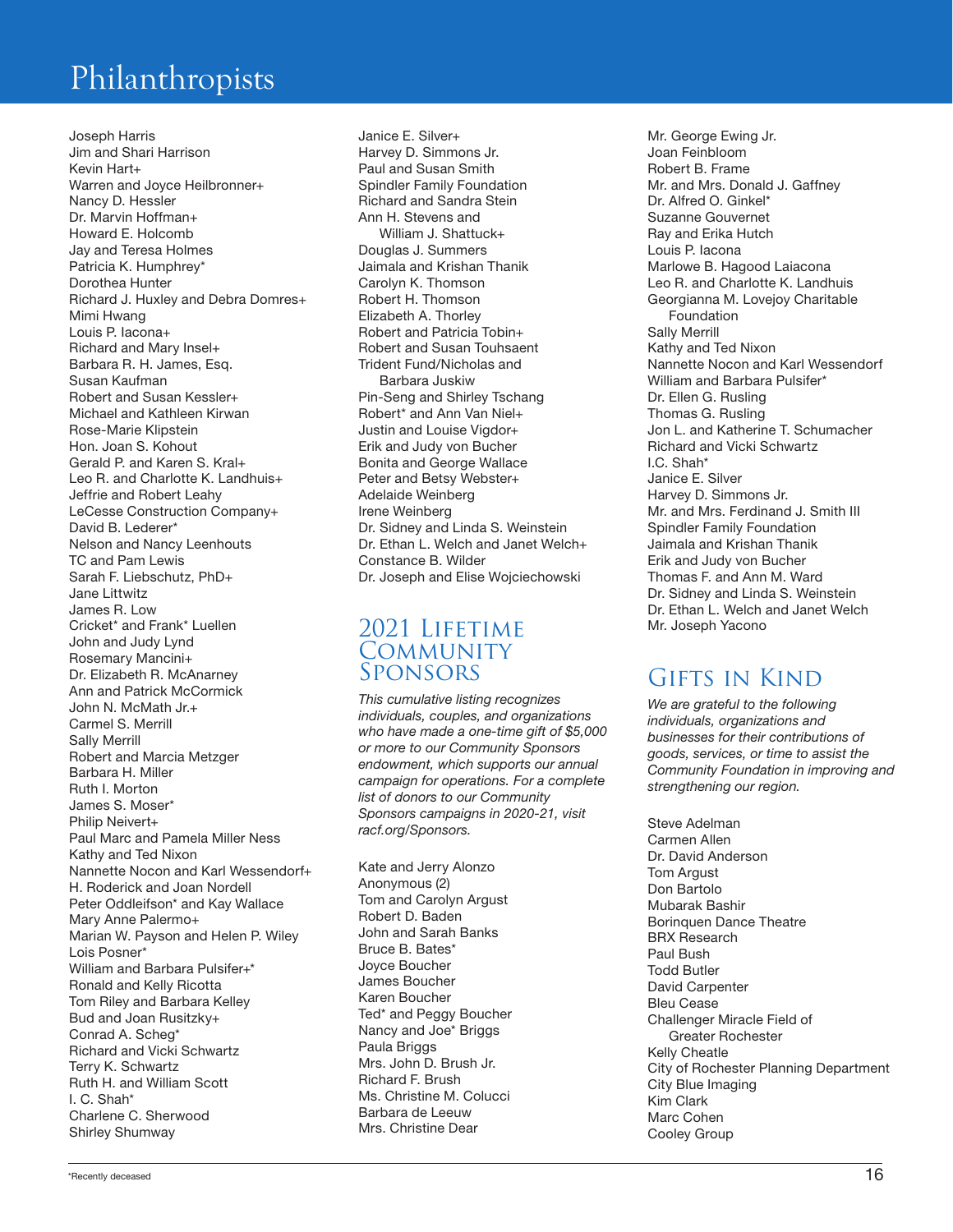# Philanthropists

Joseph Harris
Jim and Shari Harrison
Kevin Hart+
Warren and Joyce Heilbronner+
Nancy D. Hessler
Dr. Marvin Hoffman+
Howard E. Holcomb
Jay and Teresa Holmes
Patricia K. Humphrey*
Dorothea Hunter
Richard J. Huxley and Debra Domres+
Mimi Hwang
Louis P. Iacona+
Richard and Mary Insel+
Barbara R. H. James, Esq.
Susan Kaufman
Robert and Susan Kessler+
Michael and Kathleen Kirwan
Rose-Marie Klipstein
Hon. Joan S. Kohout
Gerald P. and Karen S. Kral+
Leo R. and Charlotte K. Landhuis+
Jeffrie and Robert Leahy
LeCesse Construction Company+
David B. Lederer*
Nelson and Nancy Leenhouts
TC and Pam Lewis
Sarah F. Liebschutz, PhD+
Jane Littwitz
James R. Low
Cricket* and Frank* Luellen
John and Judy Lynd
Rosemary Mancini+
Dr. Elizabeth R. McAnarney
Ann and Patrick McCormick
John N. McMath Jr.+
Carmel S. Merrill
Sally Merrill
Robert and Marcia Metzger
Barbara H. Miller
Ruth I. Morton
James S. Moser*
Philip Neivert+
Paul Marc and Pamela Miller Ness
Kathy and Ted Nixon
Nannette Nocon and Karl Wessendorf+
H. Roderick and Joan Nordell
Peter Oddleifson* and Kay Wallace
Mary Anne Palermo+
Marian W. Payson and Helen P. Wiley
Lois Posner*
William and Barbara Pulsifer+*
Ronald and Kelly Ricotta
Tom Riley and Barbara Kelley
Bud and Joan Rusitzky+
Conrad A. Scheg*
Richard and Vicki Schwartz
Terry K. Schwartz
Ruth H. and William Scott
I. C. Shah*
Charlene C. Sherwood
Shirley Shumway
Janice E. Silver+
Harvey D. Simmons Jr.
Paul and Susan Smith
Spindler Family Foundation
Richard and Sandra Stein
Ann H. Stevens and William J. Shattuck+
Douglas J. Summers
Jaimala and Krishan Thanik
Carolyn K. Thomson
Robert H. Thomson
Elizabeth A. Thorley
Robert and Patricia Tobin+
Robert and Susan Touhsaent
Trident Fund/Nicholas and Barbara Juskiw
Pin-Seng and Shirley Tschang
Robert* and Ann Van Niel+
Justin and Louise Vigdor+
Erik and Judy von Bucher
Bonita and George Wallace
Peter and Betsy Webster+
Adelaide Weinberg
Irene Weinberg
Dr. Sidney and Linda S. Weinstein
Dr. Ethan L. Welch and Janet Welch+
Constance B. Wilder
Dr. Joseph and Elise Wojciechowski

## 2021 Lifetime Community Sponsors

*This cumulative listing recognizes individuals, couples, and organizations who have made a one-time gift of $5,000 or more to our Community Sponsors endowment, which supports our annual campaign for operations. For a complete list of donors to our Community Sponsors campaigns in 2020-21, visit racf.org/Sponsors.*

Kate and Jerry Alonzo
Anonymous (2)
Tom and Carolyn Argust
Robert D. Baden
John and Sarah Banks
Bruce B. Bates*
Joyce Boucher
James Boucher
Karen Boucher
Ted* and Peggy Boucher
Nancy and Joe* Briggs
Paula Briggs
Mrs. John D. Brush Jr.
Richard F. Brush
Ms. Christine M. Colucci
Barbara de Leeuw
Mrs. Christine Dear
Mr. George Ewing Jr.
Joan Feinbloom
Robert B. Frame
Mr. and Mrs. Donald J. Gaffney
Dr. Alfred O. Ginkel*
Suzanne Gouvernet
Ray and Erika Hutch
Louis P. Iacona
Marlowe B. Hagood Laiacona
Leo R. and Charlotte K. Landhuis
Georgianna M. Lovejoy Charitable Foundation
Sally Merrill
Kathy and Ted Nixon
Nannette Nocon and Karl Wessendorf
William and Barbara Pulsifer*
Dr. Ellen G. Rusling
Thomas G. Rusling
Jon L. and Katherine T. Schumacher
Richard and Vicki Schwartz
I.C. Shah*
Janice E. Silver
Harvey D. Simmons Jr.
Mr. and Mrs. Ferdinand J. Smith III
Spindler Family Foundation
Jaimala and Krishan Thanik
Erik and Judy von Bucher
Thomas F. and Ann M. Ward
Dr. Sidney and Linda S. Weinstein
Dr. Ethan L. Welch and Janet Welch
Mr. Joseph Yacono

## Gifts in Kind

*We are grateful to the following individuals, organizations and businesses for their contributions of goods, services, or time to assist the Community Foundation in improving and strengthening our region.*

Steve Adelman
Carmen Allen
Dr. David Anderson
Tom Argust
Don Bartolo
Mubarak Bashir
Borinquen Dance Theatre
BRX Research
Paul Bush
Todd Butler
David Carpenter
Bleu Cease
Challenger Miracle Field of Greater Rochester
Kelly Cheatle
City of Rochester Planning Department
City Blue Imaging
Kim Clark
Marc Cohen
Cooley Group

*Recently deceased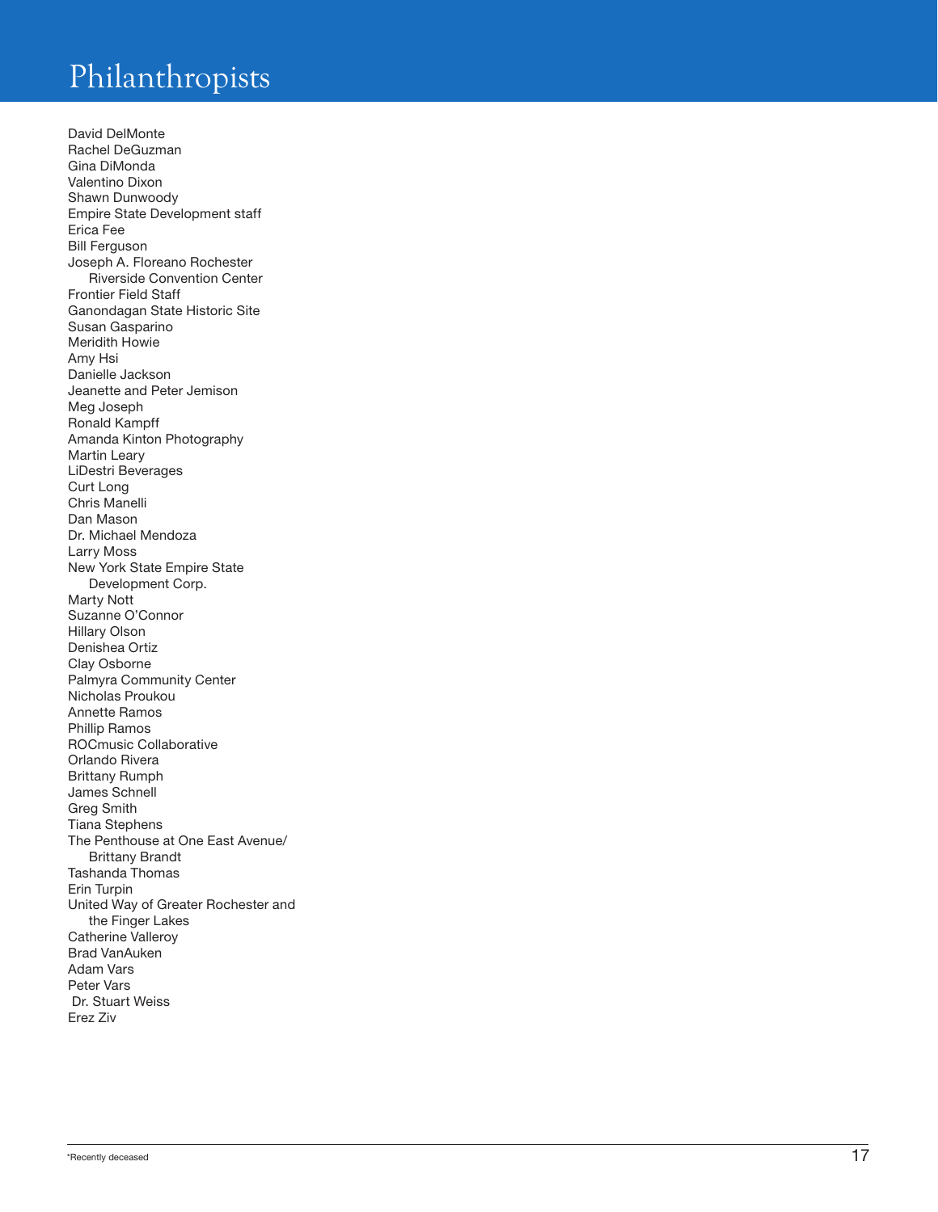# Philanthropists

David DelMonte
Rachel DeGuzman
Gina DiMonda
Valentino Dixon
Shawn Dunwoody
Empire State Development staff
Erica Fee
Bill Ferguson
Joseph A. Floreano Rochester Riverside Convention Center
Frontier Field Staff
Ganondagan State Historic Site
Susan Gasparino
Meridith Howie
Amy Hsi
Danielle Jackson
Jeanette and Peter Jemison
Meg Joseph
Ronald Kampff
Amanda Kinton Photography
Martin Leary
LiDestri Beverages
Curt Long
Chris Manelli
Dan Mason
Dr. Michael Mendoza
Larry Moss
New York State Empire State Development Corp.
Marty Nott
Suzanne O'Connor
Hillary Olson
Denishea Ortiz
Clay Osborne
Palmyra Community Center
Nicholas Proukou
Annette Ramos
Phillip Ramos
ROCmusic Collaborative
Orlando Rivera
Brittany Rumph
James Schnell
Greg Smith
Tiana Stephens
The Penthouse at One East Avenue/ Brittany Brandt
Tashanda Thomas
Erin Turpin
United Way of Greater Rochester and the Finger Lakes
Catherine Valleroy
Brad VanAuken
Adam Vars
Peter Vars
Dr. Stuart Weiss
Erez Ziv

*Recently deceased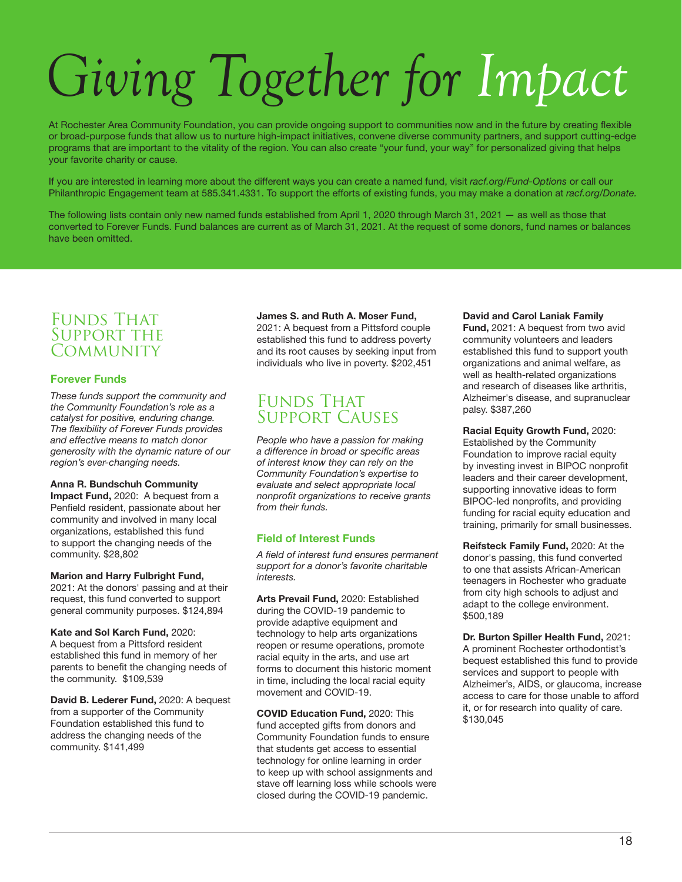# Giving Together for Impact

At Rochester Area Community Foundation, you can provide ongoing support to communities now and in the future by creating flexible or broad-purpose funds that allow us to nurture high-impact initiatives, convene diverse community partners, and support cutting-edge programs that are important to the vitality of the region. You can also create "your fund, your way" for personalized giving that helps your favorite charity or cause.

If you are interested in learning more about the different ways you can create a named fund, visit *racf.org/Fund-Options* or call our Philanthropic Engagement team at 585.341.4331. To support the efforts of existing funds, you may make a donation at *racf.org/Donate.*

The following lists contain only new named funds established from April 1, 2020 through March 31, 2021 — as well as those that converted to Forever Funds. Fund balances are current as of March 31, 2021. At the request of some donors, fund names or balances have been omitted.

## Funds That Support the Community

### Forever Funds

*These funds support the community and the Community Foundation's role as a catalyst for positive, enduring change. The flexibility of Forever Funds provides and effective means to match donor generosity with the dynamic nature of our region's ever-changing needs.*

**Anna R. Bundschuh Community Impact Fund,** 2020: A bequest from a Penfield resident, passionate about her community and involved in many local organizations, established this fund to support the changing needs of the community. $28,802

**Marion and Harry Fulbright Fund,** 2021: At the donors' passing and at their request, this fund converted to support general community purposes. $124,894

**Kate and Sol Karch Fund,** 2020: A bequest from a Pittsford resident established this fund in memory of her parents to benefit the changing needs of the community. $109,539

**David B. Lederer Fund,** 2020: A bequest from a supporter of the Community Foundation established this fund to address the changing needs of the community. $141,499

**James S. and Ruth A. Moser Fund,** 2021: A bequest from a Pittsford couple established this fund to address poverty and its root causes by seeking input from individuals who live in poverty. $202,451

## Funds That Support Causes

*People who have a passion for making a difference in broad or specific areas of interest know they can rely on the Community Foundation's expertise to evaluate and select appropriate local nonprofit organizations to receive grants from their funds.*

### Field of Interest Funds

*A field of interest fund ensures permanent support for a donor's favorite charitable interests.*

**Arts Prevail Fund,** 2020: Established during the COVID-19 pandemic to provide adaptive equipment and technology to help arts organizations reopen or resume operations, promote racial equity in the arts, and use art forms to document this historic moment in time, including the local racial equity movement and COVID-19.

**COVID Education Fund,** 2020: This fund accepted gifts from donors and Community Foundation funds to ensure that students get access to essential technology for online learning in order to keep up with school assignments and stave off learning loss while schools were closed during the COVID-19 pandemic.

**David and Carol Laniak Family Fund,** 2021: A bequest from two avid community volunteers and leaders established this fund to support youth organizations and animal welfare, as well as health-related organizations and research of diseases like arthritis, Alzheimer's disease, and supranuclear palsy. $387,260

**Racial Equity Growth Fund,** 2020: Established by the Community Foundation to improve racial equity by investing invest in BIPOC nonprofit leaders and their career development, supporting innovative ideas to form BIPOC-led nonprofits, and providing funding for racial equity education and training, primarily for small businesses.

**Reifsteck Family Fund,** 2020: At the donor's passing, this fund converted to one that assists African-American teenagers in Rochester who graduate from city high schools to adjust and adapt to the college environment. $500,189

**Dr. Burton Spiller Health Fund,** 2021: A prominent Rochester orthodontist's bequest established this fund to provide services and support to people with Alzheimer's, AIDS, or glaucoma, increase access to care for those unable to afford it, or for research into quality of care. $130,045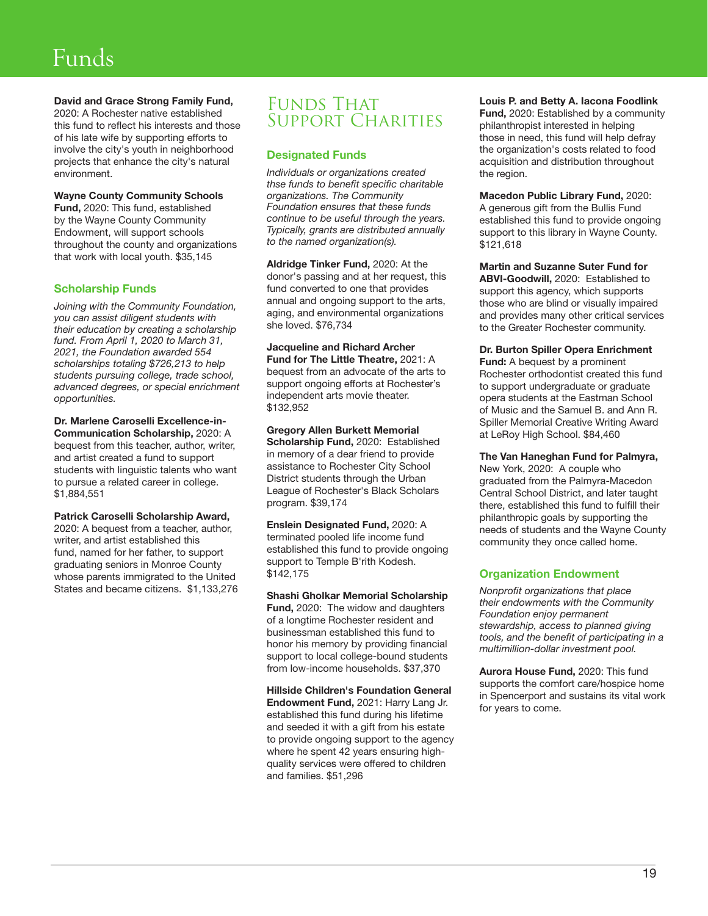# Funds

**David and Grace Strong Family Fund,** 2020: A Rochester native established this fund to reflect his interests and those of his late wife by supporting efforts to involve the city's youth in neighborhood projects that enhance the city's natural environment.

**Wayne County Community Schools Fund,** 2020: This fund, established by the Wayne County Community Endowment, will support schools throughout the county and organizations that work with local youth. $35,145

### Scholarship Funds

*Joining with the Community Foundation, you can assist diligent students with their education by creating a scholarship fund. From April 1, 2020 to March 31, 2021, the Foundation awarded 554 scholarships totaling $726,213 to help students pursuing college, trade school, advanced degrees, or special enrichment opportunities.*

**Dr. Marlene Caroselli Excellence-in-Communication Scholarship,** 2020: A bequest from this teacher, author, writer, and artist created a fund to support students with linguistic talents who want to pursue a related career in college. $1,884,551

**Patrick Caroselli Scholarship Award,** 2020: A bequest from a teacher, author, writer, and artist established this fund, named for her father, to support graduating seniors in Monroe County whose parents immigrated to the United States and became citizens. $1,133,276

## Funds That Support Charities

### Designated Funds

*Individuals or organizations created thse funds to benefit specific charitable organizations. The Community Foundation ensures that these funds continue to be useful through the years. Typically, grants are distributed annually to the named organization(s).*

**Aldridge Tinker Fund,** 2020: At the donor's passing and at her request, this fund converted to one that provides annual and ongoing support to the arts, aging, and environmental organizations she loved. $76,734

**Jacqueline and Richard Archer Fund for The Little Theatre,** 2021: A bequest from an advocate of the arts to support ongoing efforts at Rochester's independent arts movie theater. $132,952

**Gregory Allen Burkett Memorial Scholarship Fund,** 2020: Established in memory of a dear friend to provide assistance to Rochester City School District students through the Urban League of Rochester's Black Scholars program. $39,174

**Enslein Designated Fund,** 2020: A terminated pooled life income fund established this fund to provide ongoing support to Temple B'rith Kodesh. $142,175

**Shashi Gholkar Memorial Scholarship Fund,** 2020: The widow and daughters of a longtime Rochester resident and businessman established this fund to honor his memory by providing financial support to local college-bound students from low-income households. $37,370

**Hillside Children's Foundation General Endowment Fund,** 2021: Harry Lang Jr. established this fund during his lifetime and seeded it with a gift from his estate to provide ongoing support to the agency where he spent 42 years ensuring high-quality services were offered to children and families. $51,296

**Louis P. and Betty A. Iacona Foodlink Fund,** 2020: Established by a community philanthropist interested in helping those in need, this fund will help defray the organization's costs related to food acquisition and distribution throughout the region.

**Macedon Public Library Fund,** 2020: A generous gift from the Bullis Fund established this fund to provide ongoing support to this library in Wayne County. $121,618

**Martin and Suzanne Suter Fund for ABVI-Goodwill,** 2020: Established to support this agency, which supports those who are blind or visually impaired and provides many other critical services to the Greater Rochester community.

**Dr. Burton Spiller Opera Enrichment Fund:** A bequest by a prominent Rochester orthodontist created this fund to support undergraduate or graduate opera students at the Eastman School of Music and the Samuel B. and Ann R. Spiller Memorial Creative Writing Award at LeRoy High School. $84,460

**The Van Haneghan Fund for Palmyra,** New York, 2020: A couple who graduated from the Palmyra-Macedon Central School District, and later taught there, established this fund to fulfill their philanthropic goals by supporting the needs of students and the Wayne County community they once called home.

### Organization Endowment

*Nonprofit organizations that place their endowments with the Community Foundation enjoy permanent stewardship, access to planned giving tools, and the benefit of participating in a multimillion-dollar investment pool.*

**Aurora House Fund,** 2020: This fund supports the comfort care/hospice home in Spencerport and sustains its vital work for years to come.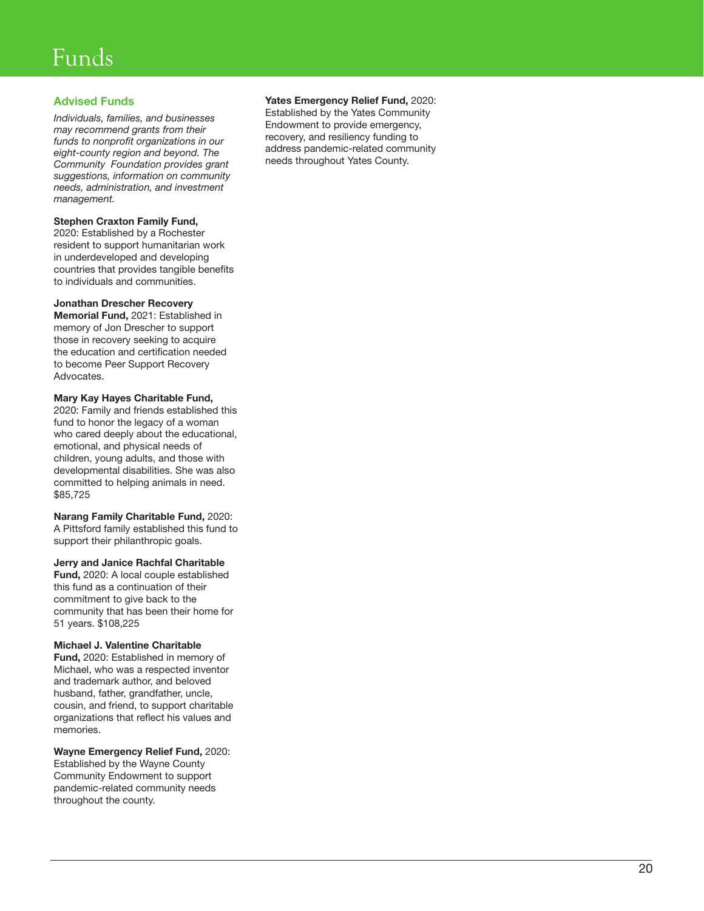# Funds

## Advised Funds

*Individuals, families, and businesses may recommend grants from their funds to nonprofit organizations in our eight-county region and beyond. The Community Foundation provides grant suggestions, information on community needs, administration, and investment management.*

**Stephen Craxton Family Fund,** 2020: Established by a Rochester resident to support humanitarian work in underdeveloped and developing countries that provides tangible benefits to individuals and communities.

**Jonathan Drescher Recovery Memorial Fund,** 2021: Established in memory of Jon Drescher to support those in recovery seeking to acquire the education and certification needed to become Peer Support Recovery Advocates.

**Mary Kay Hayes Charitable Fund,** 2020: Family and friends established this fund to honor the legacy of a woman who cared deeply about the educational, emotional, and physical needs of children, young adults, and those with developmental disabilities. She was also committed to helping animals in need. $85,725

**Narang Family Charitable Fund,** 2020: A Pittsford family established this fund to support their philanthropic goals.

**Jerry and Janice Rachfal Charitable Fund,** 2020: A local couple established this fund as a continuation of their commitment to give back to the community that has been their home for 51 years. $108,225

**Michael J. Valentine Charitable Fund,** 2020: Established in memory of Michael, who was a respected inventor and trademark author, and beloved husband, father, grandfather, uncle, cousin, and friend, to support charitable organizations that reflect his values and memories.

**Wayne Emergency Relief Fund,** 2020: Established by the Wayne County Community Endowment to support pandemic-related community needs throughout the county.

**Yates Emergency Relief Fund,** 2020: Established by the Yates Community Endowment to provide emergency, recovery, and resiliency funding to address pandemic-related community needs throughout Yates County.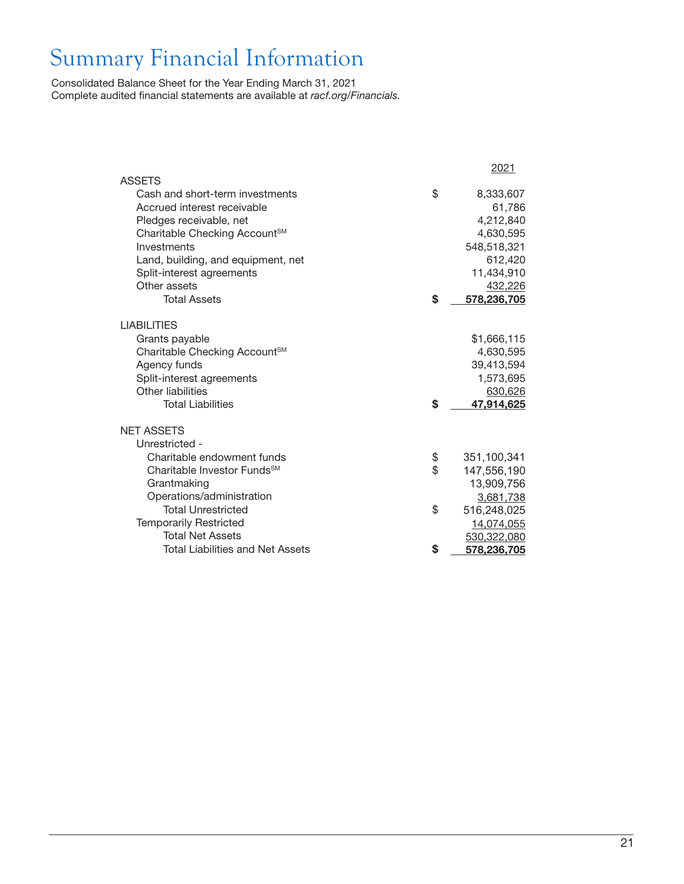# Summary Financial Information

Consolidated Balance Sheet for the Year Ending March 31, 2021
Complete audited financial statements are available at *racf.org/Financials.*

| | | 2021 |
|---|---|---|
| ASSETS | | |
| Cash and short-term investments | $ | 8,333,607 |
| Accrued interest receivable | | 61,786 |
| Pledges receivable, net | | 4,212,840 |
| Charitable Checking Account[SM] | | 4,630,595 |
| Investments | | 548,518,321 |
| Land, building, and equipment, net | | 612,420 |
| Split-interest agreements | | 11,434,910 |
| Other assets | | 432,226 |
| Total Assets | **$** | **578,236,705** |
| | | |
| LIABILITIES | | |
| Grants payable | | $1,666,115 |
| Charitable Checking Account[SM] | | 4,630,595 |
| Agency funds | | 39,413,594 |
| Split-interest agreements | | 1,573,695 |
| Other liabilities | | 630,626 |
| Total Liabilities | **$** | **47,914,625** |
| | | |
| NET ASSETS | | |
| Unrestricted - | | |
| Charitable endowment funds | $ | 351,100,341 |
| Charitable Investor Funds[SM] | $ | 147,556,190 |
| Grantmaking | | 13,909,756 |
| Operations/administration | | 3,681,738 |
| Total Unrestricted | $ | 516,248,025 |
| Temporarily Restricted | | 14,074,055 |
| Total Net Assets | | 530,322,080 |
| Total Liabilities and Net Assets | **$** | **578,236,705** |